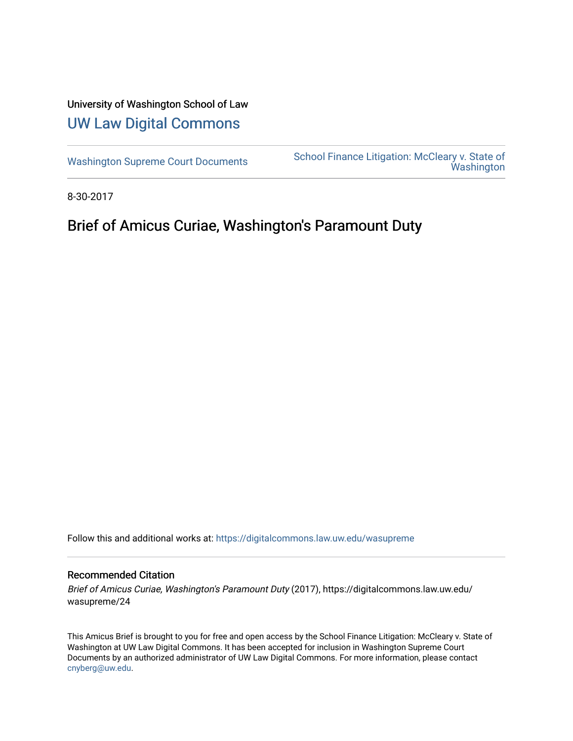University of Washington School of Law

# UW Law Digital Commons

Washington Supreme Court Documents | School Finance Litigation: McCleary v. State of Washington

8-30-2017

## Brief of Amicus Curiae, Washington's Paramount Duty

Follow this and additional works at: https://digitalcommons.law.uw.edu/wasupreme

### Recommended Citation

*Brief of Amicus Curiae, Washington's Paramount Duty* (2017), https://digitalcommons.law.uw.edu/wasupreme/24

This Amicus Brief is brought to you for free and open access by the School Finance Litigation: McCleary v. State of Washington at UW Law Digital Commons. It has been accepted for inclusion in Washington Supreme Court Documents by an authorized administrator of UW Law Digital Commons. For more information, please contact cnyberg@uw.edu.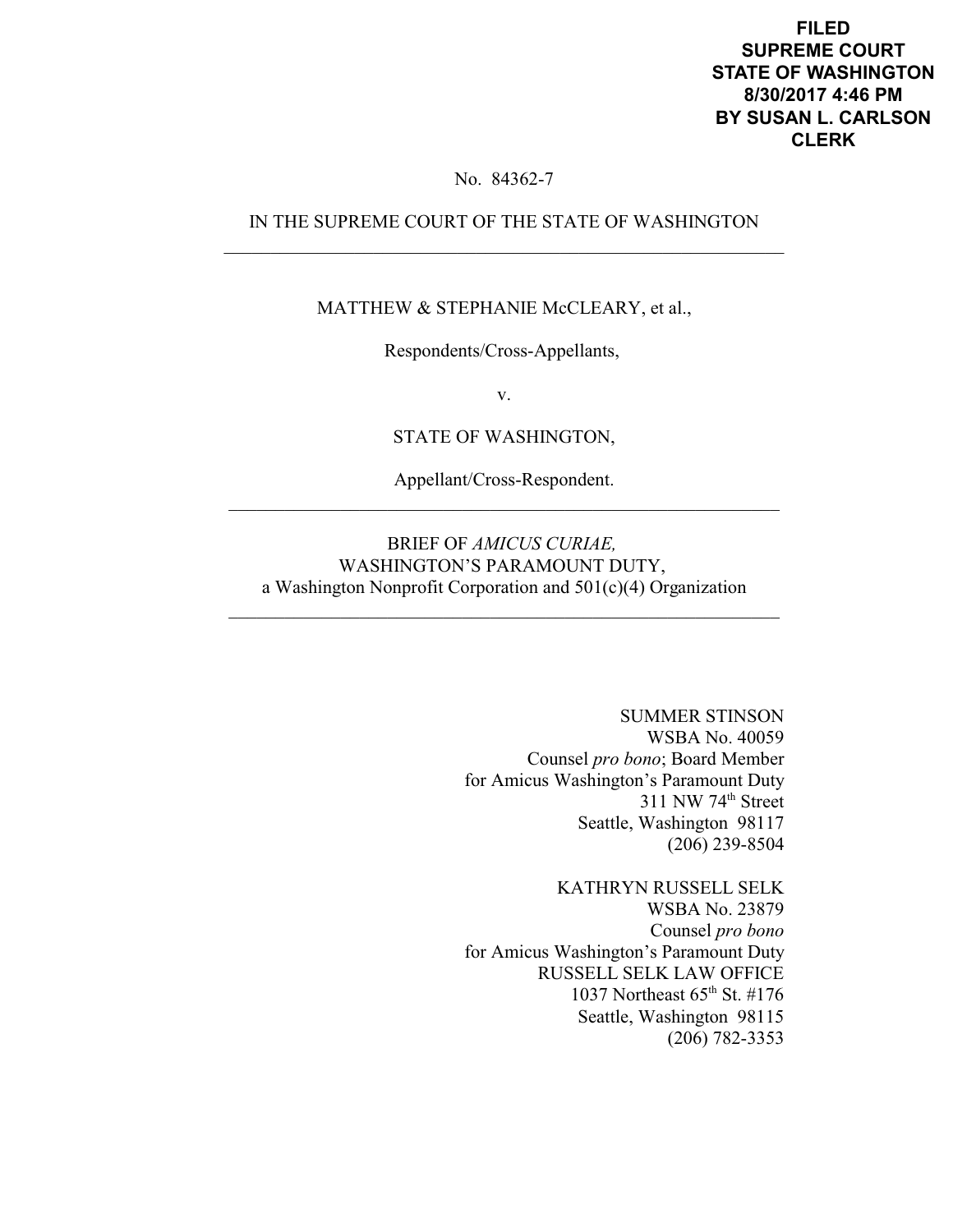**FILED**
**SUPREME COURT**
**STATE OF WASHINGTON**
**8/30/2017 4:46 PM**
**BY SUSAN L. CARLSON**
**CLERK**

No. 84362-7

IN THE SUPREME COURT OF THE STATE OF WASHINGTON

---

MATTHEW & STEPHANIE McCLEARY, et al.,

Respondents/Cross-Appellants,

v.

STATE OF WASHINGTON,

Appellant/Cross-Respondent.

---

BRIEF OF *AMICUS CURIAE,*
WASHINGTON'S PARAMOUNT DUTY,
a Washington Nonprofit Corporation and 501(c)(4) Organization

---

SUMMER STINSON
WSBA No. 40059
Counsel *pro bono*; Board Member
for Amicus Washington's Paramount Duty
311 NW 74th Street
Seattle, Washington 98117
(206) 239-8504

KATHRYN RUSSELL SELK
WSBA No. 23879
Counsel *pro bono*
for Amicus Washington's Paramount Duty
RUSSELL SELK LAW OFFICE
1037 Northeast 65th St. #176
Seattle, Washington 98115
(206) 782-3353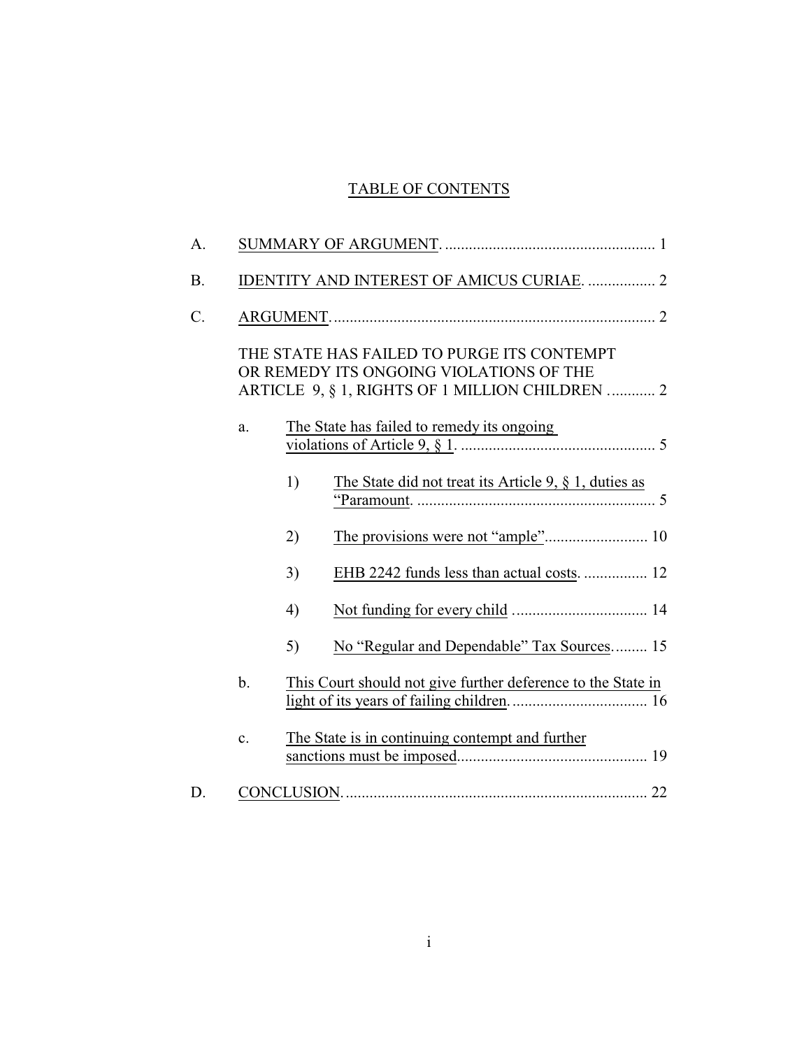# TABLE OF CONTENTS

A. SUMMARY OF ARGUMENT. .................................................... 1

B. IDENTITY AND INTEREST OF AMICUS CURIAE. ................. 2

C. ARGUMENT. ................................................................................ 2

THE STATE HAS FAILED TO PURGE ITS CONTEMPT OR REMEDY ITS ONGOING VIOLATIONS OF THE ARTICLE 9, § 1, RIGHTS OF 1 MILLION CHILDREN ............ 2

- a. The State has failed to remedy its ongoing violations of Article 9, § 1. ................................................. 5
  - 1) The State did not treat its Article 9, § 1, duties as "Paramount. ............................................................ 5
  - 2) The provisions were not "ample" ........................... 10
  - 3) EHB 2242 funds less than actual costs. ................ 12
  - 4) Not funding for every child .................................. 14
  - 5) No "Regular and Dependable" Tax Sources. ........ 15
- b. This Court should not give further deference to the State in light of its years of failing children. .................................. 16
- c. The State is in continuing contempt and further sanctions must be imposed. ............................................... 19

D. CONCLUSION. ............................................................................ 22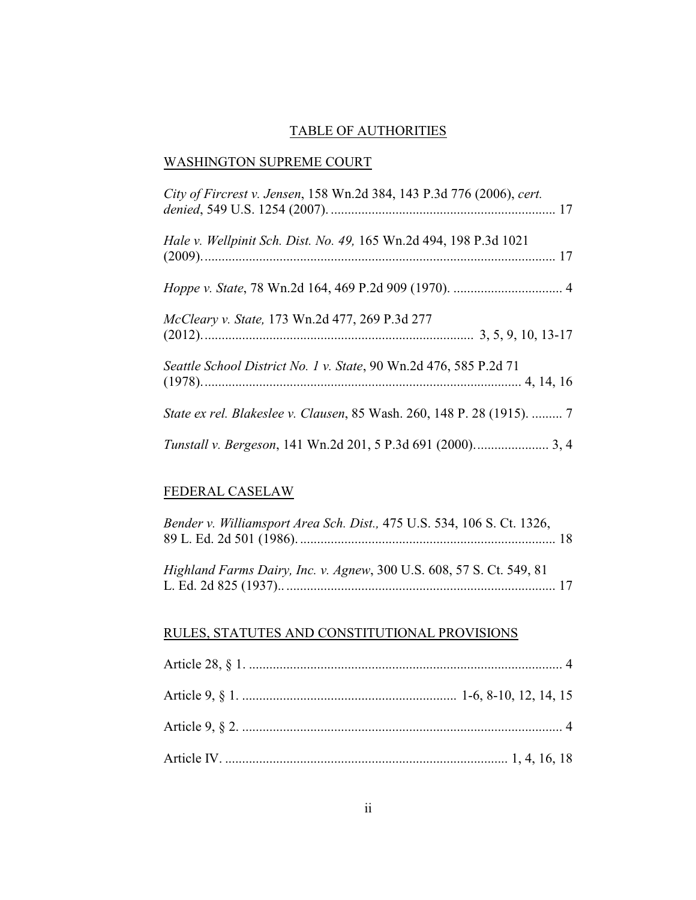## TABLE OF AUTHORITIES

### WASHINGTON SUPREME COURT

*City of Fircrest v. Jensen*, 158 Wn.2d 384, 143 P.3d 776 (2006), *cert. denied*, 549 U.S. 1254 (2007). .................................................................. 17

*Hale v. Wellpinit Sch. Dist. No. 49,* 165 Wn.2d 494, 198 P.3d 1021 (2009). ...................................................................................................... 17

*Hoppe v. State*, 78 Wn.2d 164, 469 P.2d 909 (1970). ................................ 4

*McCleary v. State,* 173 Wn.2d 477, 269 P.3d 277 (2012). ............................................................................... 3, 5, 9, 10, 13-17

*Seattle School District No. 1 v. State*, 90 Wn.2d 476, 585 P.2d 71 (1978). ............................................................................................ 4, 14, 16

*State ex rel. Blakeslee v. Clausen*, 85 Wash. 260, 148 P. 28 (1915). ......... 7

*Tunstall v. Bergeson*, 141 Wn.2d 201, 5 P.3d 691 (2000). ..................... 3, 4

### FEDERAL CASELAW

*Bender v. Williamsport Area Sch. Dist.,* 475 U.S. 534, 106 S. Ct. 1326, 89 L. Ed. 2d 501 (1986). .......................................................................... 18

*Highland Farms Dairy, Inc. v. Agnew*, 300 U.S. 608, 57 S. Ct. 549, 81 L. Ed. 2d 825 (1937).. ............................................................................. 17

### RULES, STATUTES AND CONSTITUTIONAL PROVISIONS

Article 28, § 1. ............................................................................................ 4

Article 9, § 1. .............................................................. 1-6, 8-10, 12, 14, 15

Article 9, § 2. .............................................................................................. 4

Article IV. .................................................................................. 1, 4, 16, 18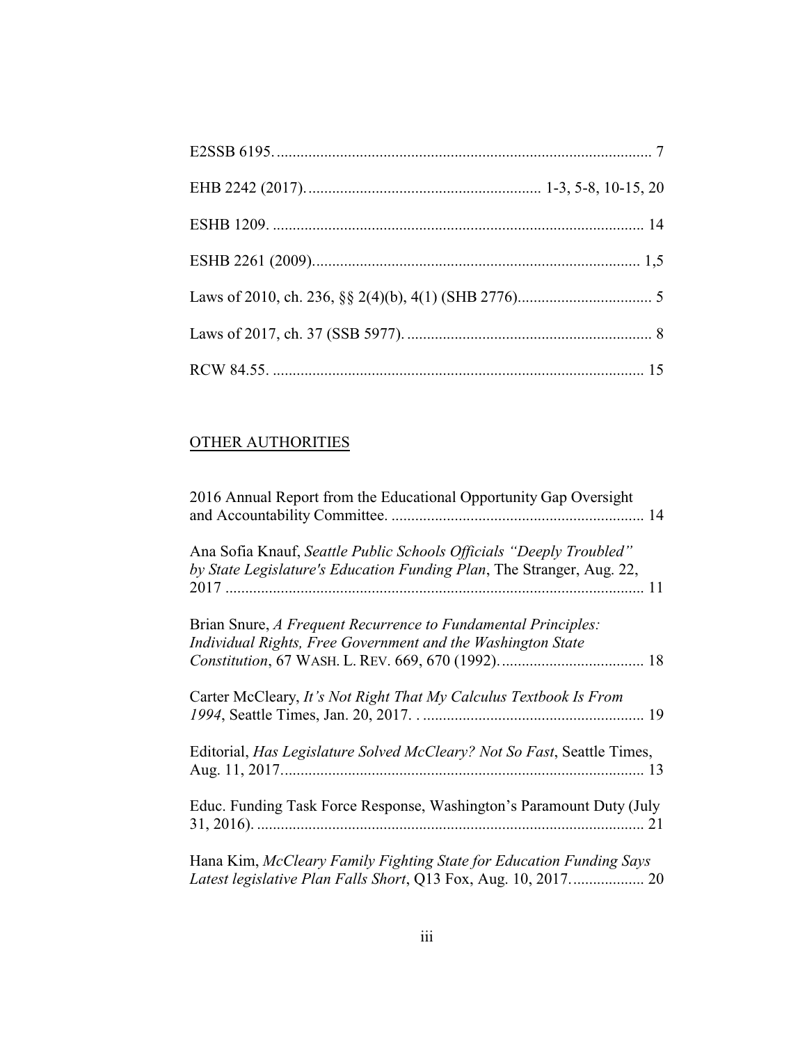E2SSB 6195. .............................................................................................. 7

EHB 2242 (2017). .......................................................... 1-3, 5-8, 10-15, 20

ESHB 1209. ............................................................................................ 14

ESHB 2261 (2009). ................................................................................ 1,5

Laws of 2010, ch. 236, §§ 2(4)(b), 4(1) (SHB 2776). ................................ 5

Laws of 2017, ch. 37 (SSB 5977). ............................................................. 8

RCW 84.55. ............................................................................................ 15

## OTHER AUTHORITIES

2016 Annual Report from the Educational Opportunity Gap Oversight and Accountability Committee. ................................................................ 14

Ana Sofia Knauf, *Seattle Public Schools Officials "Deeply Troubled" by State Legislature's Education Funding Plan*, The Stranger, Aug. 22, 2017 ........................................................................................................ 11

Brian Snure, *A Frequent Recurrence to Fundamental Principles: Individual Rights, Free Government and the Washington State Constitution*, 67 WASH. L. REV. 669, 670 (1992). .................................... 18

Carter McCleary, *It's Not Right That My Calculus Textbook Is From 1994*, Seattle Times, Jan. 20, 2017. . ....................................................... 19

Editorial, *Has Legislature Solved McCleary? Not So Fast*, Seattle Times, Aug. 11, 2017. .......................................................................................... 13

Educ. Funding Task Force Response, Washington's Paramount Duty (July 31, 2016). ................................................................................................. 21

Hana Kim, *McCleary Family Fighting State for Education Funding Says Latest legislative Plan Falls Short*, Q13 Fox, Aug. 10, 2017. ................. 20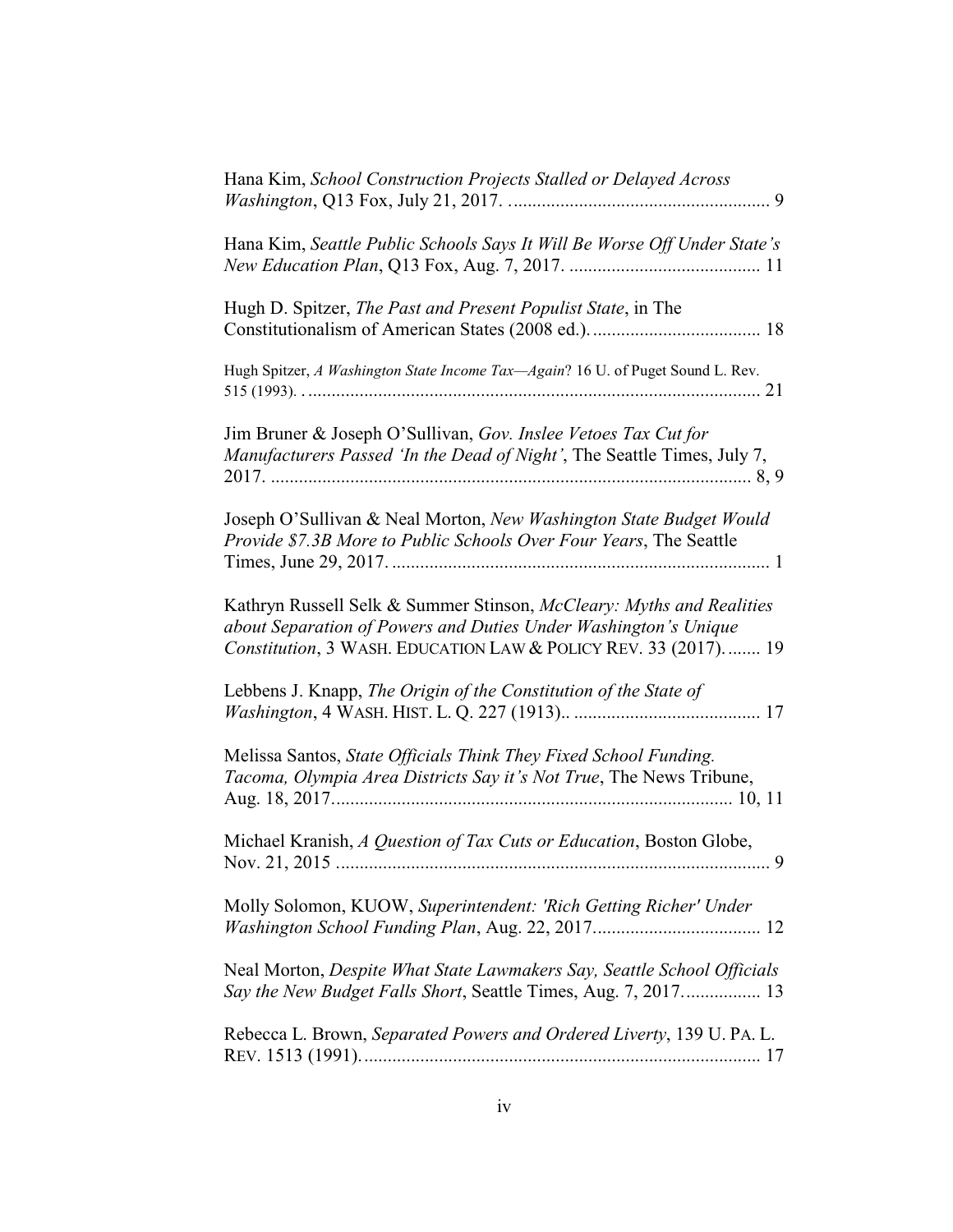Hana Kim, *School Construction Projects Stalled or Delayed Across Washington*, Q13 Fox, July 21, 2017. ....................................................... 9

Hana Kim, *Seattle Public Schools Says It Will Be Worse Off Under State's New Education Plan*, Q13 Fox, Aug. 7, 2017. ......................................... 11

Hugh D. Spitzer, *The Past and Present Populist State*, in The Constitutionalism of American States (2008 ed.). .................................... 18

Hugh Spitzer, *A Washington State Income Tax—Again*? 16 U. of Puget Sound L. Rev. 515 (1993). . .................................................................................................. 21

Jim Bruner & Joseph O'Sullivan, *Gov. Inslee Vetoes Tax Cut for Manufacturers Passed 'In the Dead of Night'*, The Seattle Times, July 7, 2017. ....................................................................................................... 8, 9

Joseph O'Sullivan & Neal Morton, *New Washington State Budget Would Provide $7.3B More to Public Schools Over Four Years*, The Seattle Times, June 29, 2017. ................................................................................. 1

Kathryn Russell Selk & Summer Stinson, *McCleary: Myths and Realities about Separation of Powers and Duties Under Washington's Unique Constitution*, 3 WASH. EDUCATION LAW & POLICY REV. 33 (2017). ....... 19

Lebbens J. Knapp, *The Origin of the Constitution of the State of Washington*, 4 WASH. HIST. L. Q. 227 (1913).. ........................................ 17

Melissa Santos, *State Officials Think They Fixed School Funding. Tacoma, Olympia Area Districts Say it's Not True*, The News Tribune, Aug. 18, 2017..................................................................................... 10, 11

Michael Kranish, *A Question of Tax Cuts or Education*, Boston Globe, Nov. 21, 2015 ............................................................................................ 9

Molly Solomon, KUOW, *Superintendent: 'Rich Getting Richer' Under Washington School Funding Plan*, Aug. 22, 2017.................................... 12

Neal Morton, *Despite What State Lawmakers Say, Seattle School Officials Say the New Budget Falls Short*, Seattle Times, Aug. 7, 2017. ................ 13

Rebecca L. Brown, *Separated Powers and Ordered Liverty*, 139 U. PA. L. REV. 1513 (1991). .................................................................................... 17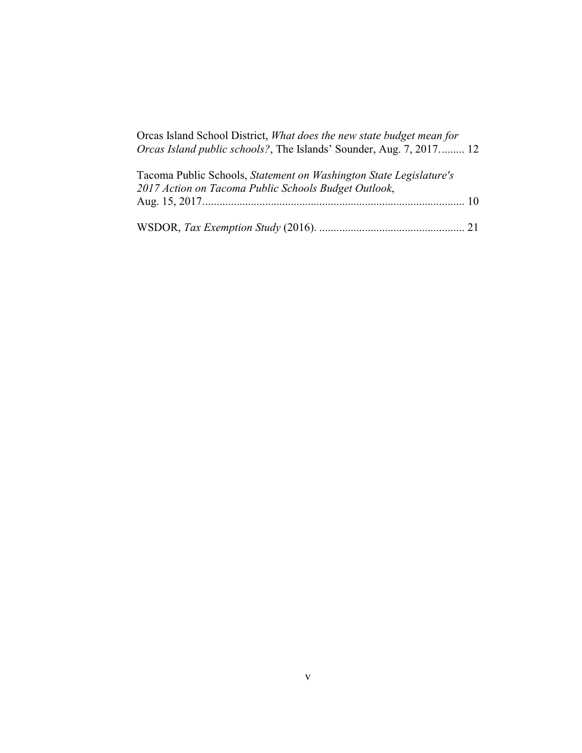Orcas Island School District, *What does the new state budget mean for Orcas Island public schools?*, The Islands' Sounder, Aug. 7, 2017......... 12

Tacoma Public Schools, *Statement on Washington State Legislature's 2017 Action on Tacoma Public Schools Budget Outlook*, Aug. 15, 2017........................................................................................... 10

WSDOR, *Tax Exemption Study* (2016). .................................................. 21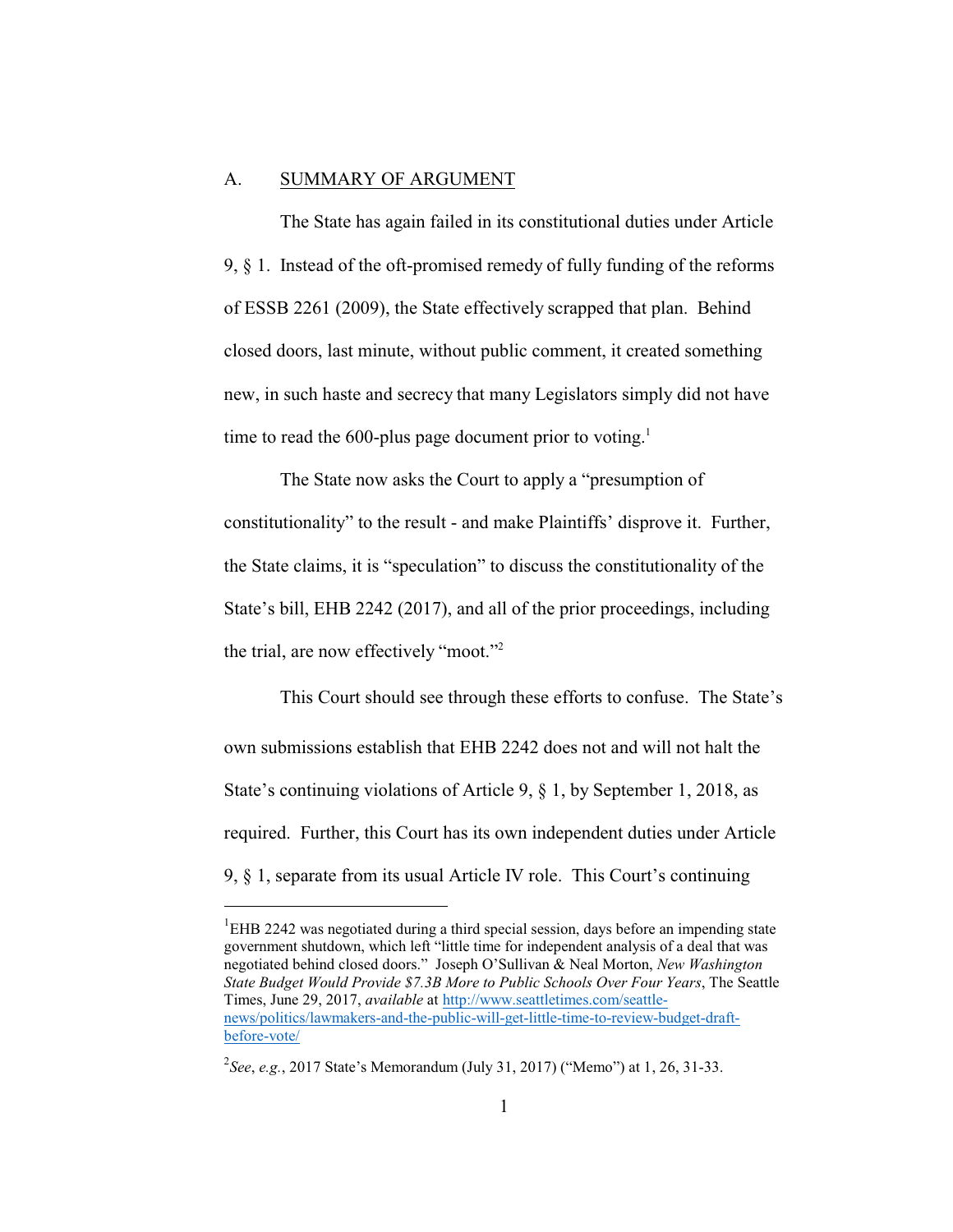## A. SUMMARY OF ARGUMENT

The State has again failed in its constitutional duties under Article 9, § 1. Instead of the oft-promised remedy of fully funding of the reforms of ESSB 2261 (2009), the State effectively scrapped that plan. Behind closed doors, last minute, without public comment, it created something new, in such haste and secrecy that many Legislators simply did not have time to read the 600-plus page document prior to voting.[1]

The State now asks the Court to apply a "presumption of constitutionality" to the result - and make Plaintiffs' disprove it. Further, the State claims, it is "speculation" to discuss the constitutionality of the State's bill, EHB 2242 (2017), and all of the prior proceedings, including the trial, are now effectively "moot."[2]

This Court should see through these efforts to confuse. The State's own submissions establish that EHB 2242 does not and will not halt the State's continuing violations of Article 9, § 1, by September 1, 2018, as required. Further, this Court has its own independent duties under Article 9, § 1, separate from its usual Article IV role. This Court's continuing

---

[1] EHB 2242 was negotiated during a third special session, days before an impending state government shutdown, which left "little time for independent analysis of a deal that was negotiated behind closed doors." Joseph O'Sullivan & Neal Morton, *New Washington State Budget Would Provide $7.3B More to Public Schools Over Four Years*, The Seattle Times, June 29, 2017, *available* at http://www.seattletimes.com/seattle-news/politics/lawmakers-and-the-public-will-get-little-time-to-review-budget-draft-before-vote/

[2] *See*, *e.g.*, 2017 State's Memorandum (July 31, 2017) ("Memo") at 1, 26, 31-33.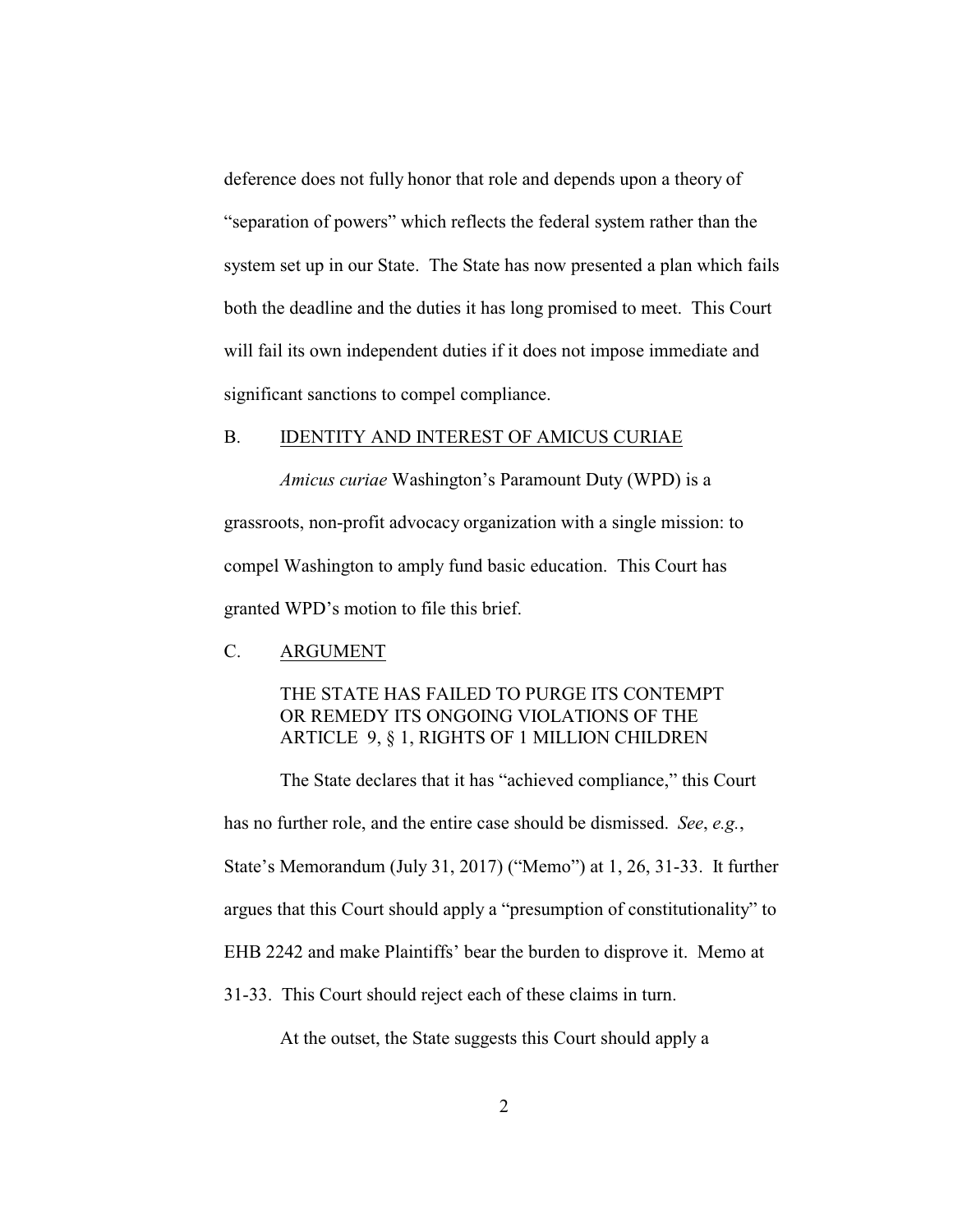deference does not fully honor that role and depends upon a theory of "separation of powers" which reflects the federal system rather than the system set up in our State. The State has now presented a plan which fails both the deadline and the duties it has long promised to meet. This Court will fail its own independent duties if it does not impose immediate and significant sanctions to compel compliance.

## B. IDENTITY AND INTEREST OF AMICUS CURIAE

*Amicus curiae* Washington's Paramount Duty (WPD) is a grassroots, non-profit advocacy organization with a single mission: to compel Washington to amply fund basic education. This Court has granted WPD's motion to file this brief.

## C. ARGUMENT

### THE STATE HAS FAILED TO PURGE ITS CONTEMPT OR REMEDY ITS ONGOING VIOLATIONS OF THE ARTICLE 9, § 1, RIGHTS OF 1 MILLION CHILDREN

The State declares that it has "achieved compliance," this Court has no further role, and the entire case should be dismissed. *See*, *e.g.*, State's Memorandum (July 31, 2017) ("Memo") at 1, 26, 31-33. It further argues that this Court should apply a "presumption of constitutionality" to EHB 2242 and make Plaintiffs' bear the burden to disprove it. Memo at 31-33. This Court should reject each of these claims in turn.

At the outset, the State suggests this Court should apply a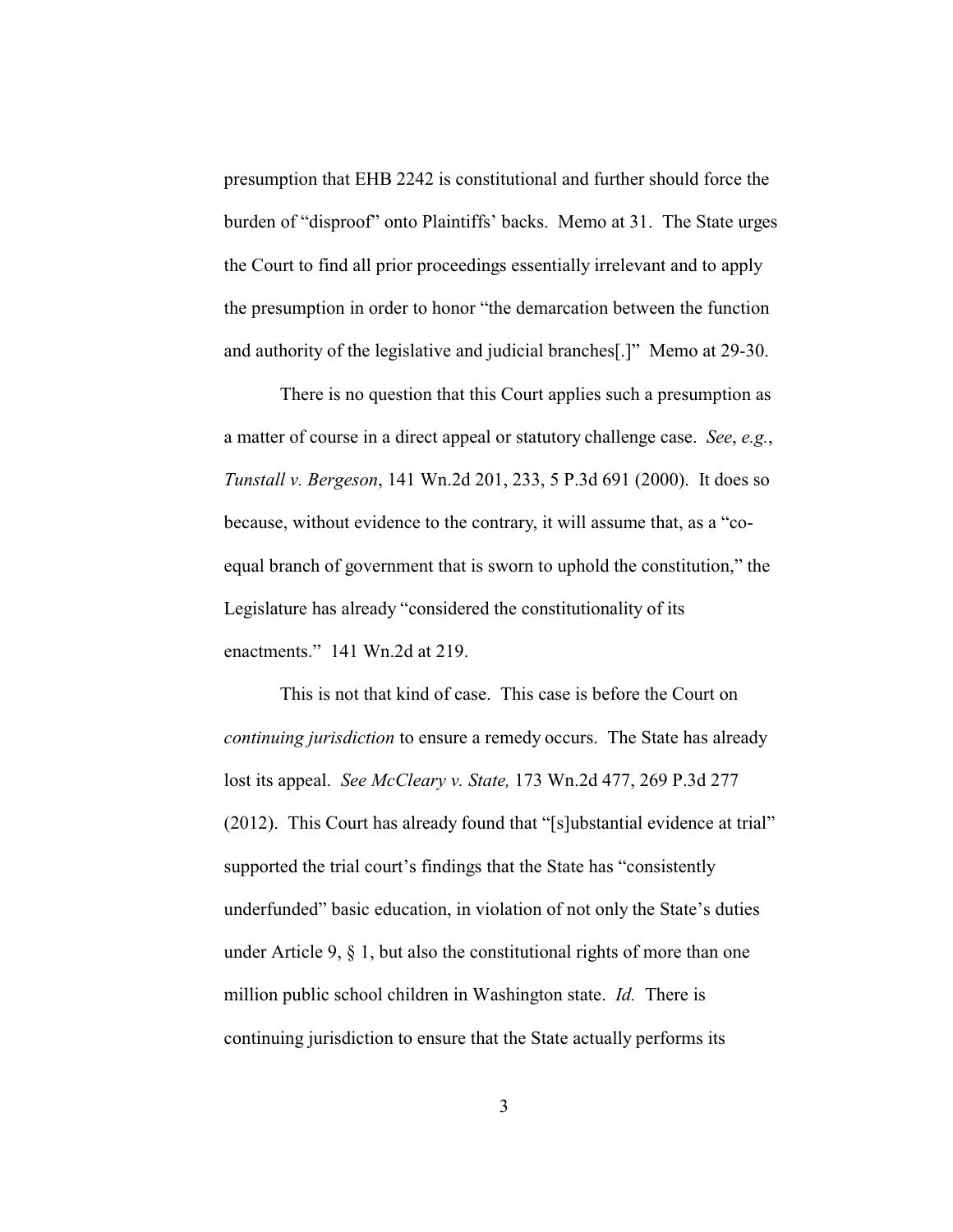presumption that EHB 2242 is constitutional and further should force the burden of "disproof" onto Plaintiffs' backs. Memo at 31. The State urges the Court to find all prior proceedings essentially irrelevant and to apply the presumption in order to honor "the demarcation between the function and authority of the legislative and judicial branches[.]" Memo at 29-30.

There is no question that this Court applies such a presumption as a matter of course in a direct appeal or statutory challenge case. *See*, *e.g.*, *Tunstall v. Bergeson*, 141 Wn.2d 201, 233, 5 P.3d 691 (2000). It does so because, without evidence to the contrary, it will assume that, as a "co-equal branch of government that is sworn to uphold the constitution," the Legislature has already "considered the constitutionality of its enactments." 141 Wn.2d at 219.

This is not that kind of case. This case is before the Court on *continuing jurisdiction* to ensure a remedy occurs. The State has already lost its appeal. *See McCleary v. State,* 173 Wn.2d 477, 269 P.3d 277 (2012). This Court has already found that "[s]ubstantial evidence at trial" supported the trial court's findings that the State has "consistently underfunded" basic education, in violation of not only the State's duties under Article 9, § 1, but also the constitutional rights of more than one million public school children in Washington state. *Id.* There is continuing jurisdiction to ensure that the State actually performs its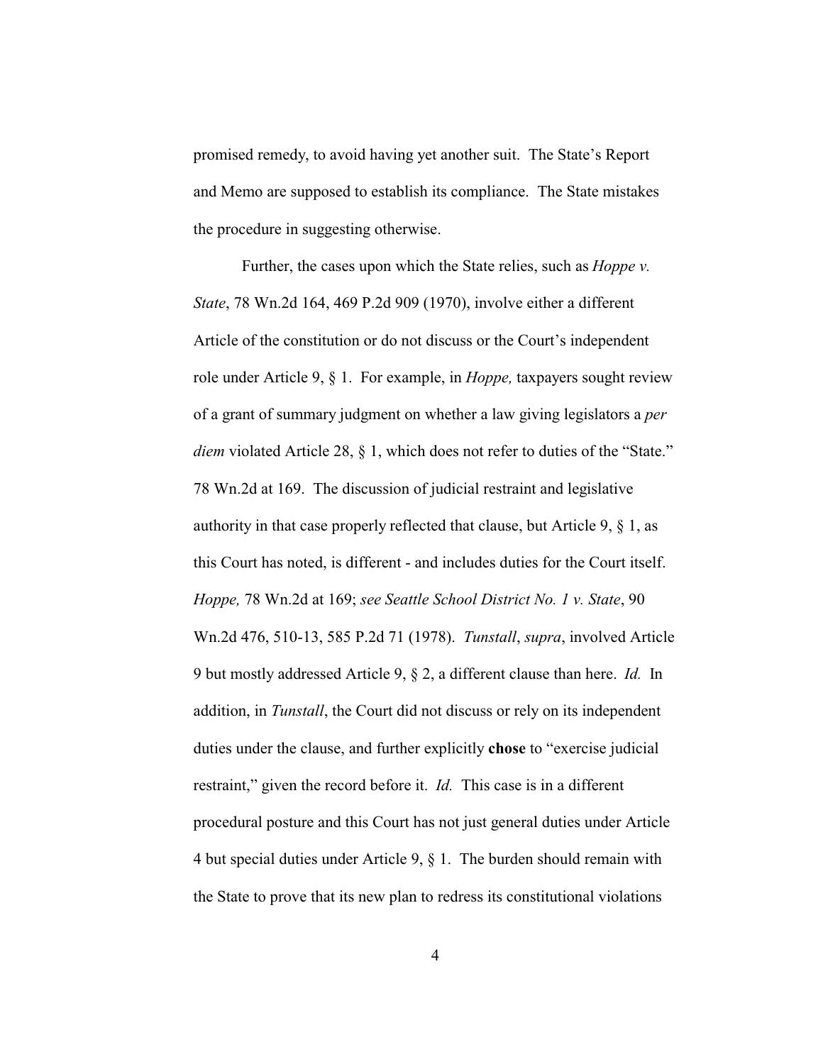promised remedy, to avoid having yet another suit. The State's Report and Memo are supposed to establish its compliance. The State mistakes the procedure in suggesting otherwise.

Further, the cases upon which the State relies, such as *Hoppe v. State*, 78 Wn.2d 164, 469 P.2d 909 (1970), involve either a different Article of the constitution or do not discuss or the Court's independent role under Article 9, § 1. For example, in *Hoppe,* taxpayers sought review of a grant of summary judgment on whether a law giving legislators a *per diem* violated Article 28, § 1, which does not refer to duties of the "State." 78 Wn.2d at 169. The discussion of judicial restraint and legislative authority in that case properly reflected that clause, but Article 9, § 1, as this Court has noted, is different - and includes duties for the Court itself. *Hoppe,* 78 Wn.2d at 169; *see Seattle School District No. 1 v. State*, 90 Wn.2d 476, 510-13, 585 P.2d 71 (1978). *Tunstall*, *supra*, involved Article 9 but mostly addressed Article 9, § 2, a different clause than here. *Id.* In addition, in *Tunstall*, the Court did not discuss or rely on its independent duties under the clause, and further explicitly **chose** to "exercise judicial restraint," given the record before it. *Id.* This case is in a different procedural posture and this Court has not just general duties under Article 4 but special duties under Article 9, § 1. The burden should remain with the State to prove that its new plan to redress its constitutional violations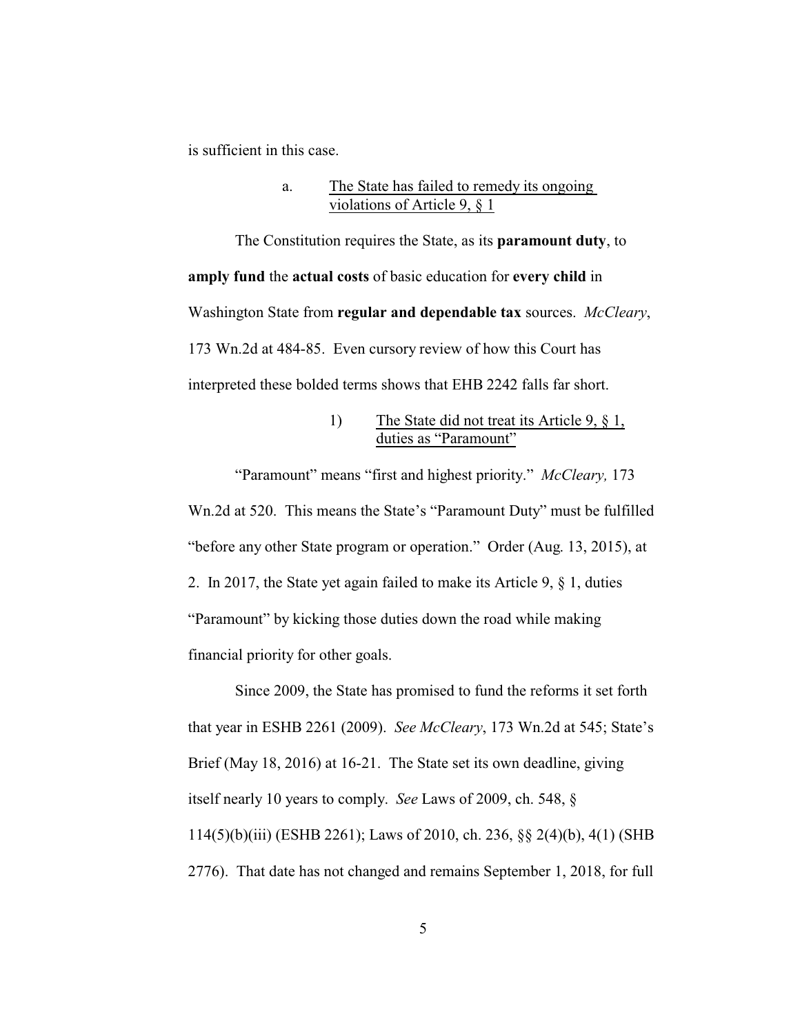is sufficient in this case.

a. The State has failed to remedy its ongoing violations of Article 9, § 1

The Constitution requires the State, as its **paramount duty**, to **amply fund** the **actual costs** of basic education for **every child** in Washington State from **regular and dependable tax** sources. *McCleary*, 173 Wn.2d at 484-85. Even cursory review of how this Court has interpreted these bolded terms shows that EHB 2242 falls far short.

1) The State did not treat its Article 9, § 1, duties as "Paramount"

"Paramount" means "first and highest priority." *McCleary,* 173 Wn.2d at 520. This means the State's "Paramount Duty" must be fulfilled "before any other State program or operation." Order (Aug. 13, 2015), at 2. In 2017, the State yet again failed to make its Article 9, § 1, duties "Paramount" by kicking those duties down the road while making financial priority for other goals.

Since 2009, the State has promised to fund the reforms it set forth that year in ESHB 2261 (2009). *See McCleary*, 173 Wn.2d at 545; State's Brief (May 18, 2016) at 16-21. The State set its own deadline, giving itself nearly 10 years to comply. *See* Laws of 2009, ch. 548, § 114(5)(b)(iii) (ESHB 2261); Laws of 2010, ch. 236, §§ 2(4)(b), 4(1) (SHB 2776). That date has not changed and remains September 1, 2018, for full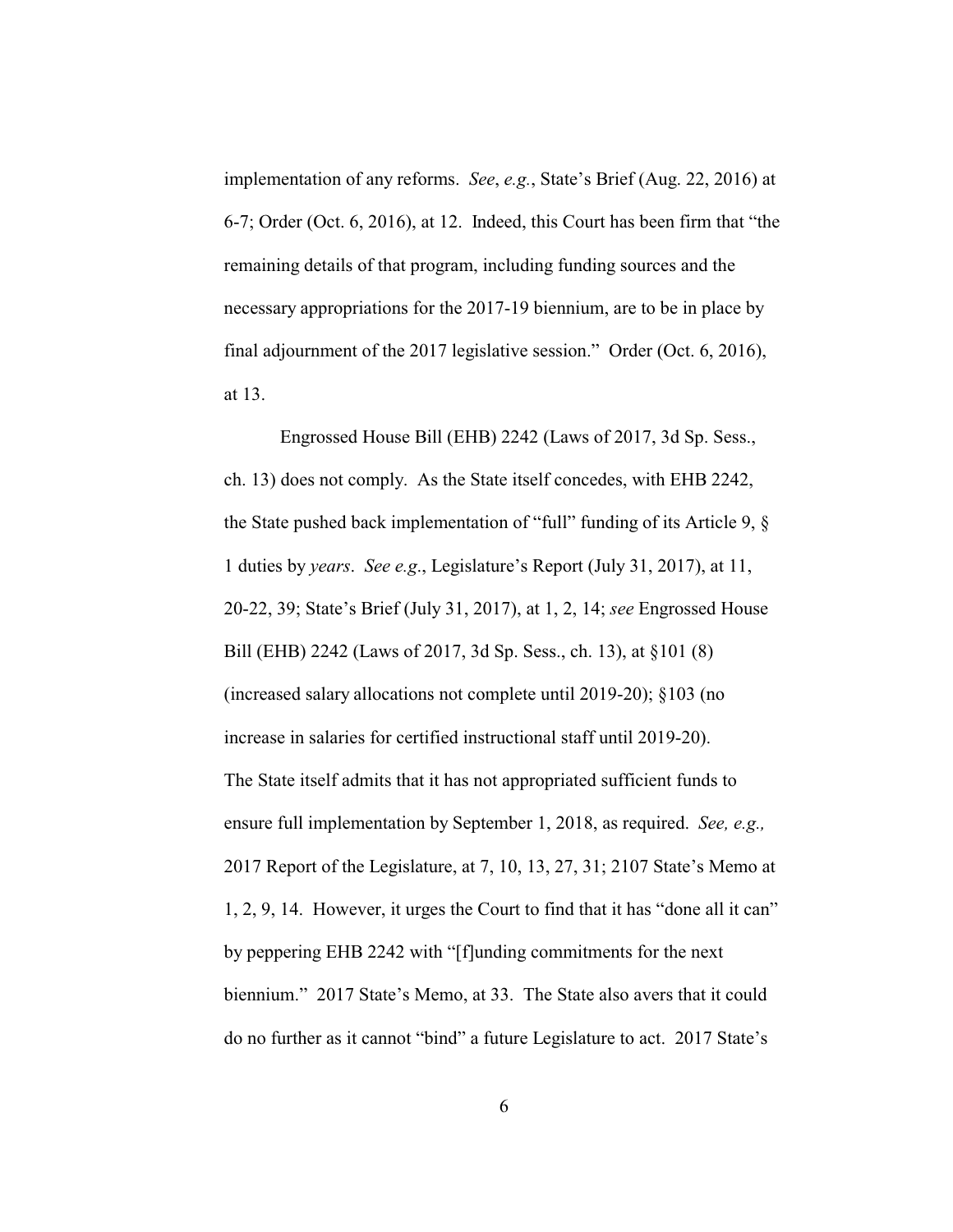implementation of any reforms. *See*, *e.g.*, State's Brief (Aug. 22, 2016) at 6-7; Order (Oct. 6, 2016), at 12. Indeed, this Court has been firm that "the remaining details of that program, including funding sources and the necessary appropriations for the 2017-19 biennium, are to be in place by final adjournment of the 2017 legislative session." Order (Oct. 6, 2016), at 13.

Engrossed House Bill (EHB) 2242 (Laws of 2017, 3d Sp. Sess., ch. 13) does not comply. As the State itself concedes, with EHB 2242, the State pushed back implementation of "full" funding of its Article 9, § 1 duties by *years*. *See e.g*., Legislature's Report (July 31, 2017), at 11, 20-22, 39; State's Brief (July 31, 2017), at 1, 2, 14; *see* Engrossed House Bill (EHB) 2242 (Laws of 2017, 3d Sp. Sess., ch. 13), at §101 (8) (increased salary allocations not complete until 2019-20); §103 (no increase in salaries for certified instructional staff until 2019-20). The State itself admits that it has not appropriated sufficient funds to ensure full implementation by September 1, 2018, as required. *See, e.g.,* 2017 Report of the Legislature, at 7, 10, 13, 27, 31; 2107 State's Memo at 1, 2, 9, 14. However, it urges the Court to find that it has "done all it can" by peppering EHB 2242 with "[f]unding commitments for the next biennium." 2017 State's Memo, at 33. The State also avers that it could do no further as it cannot "bind" a future Legislature to act. 2017 State's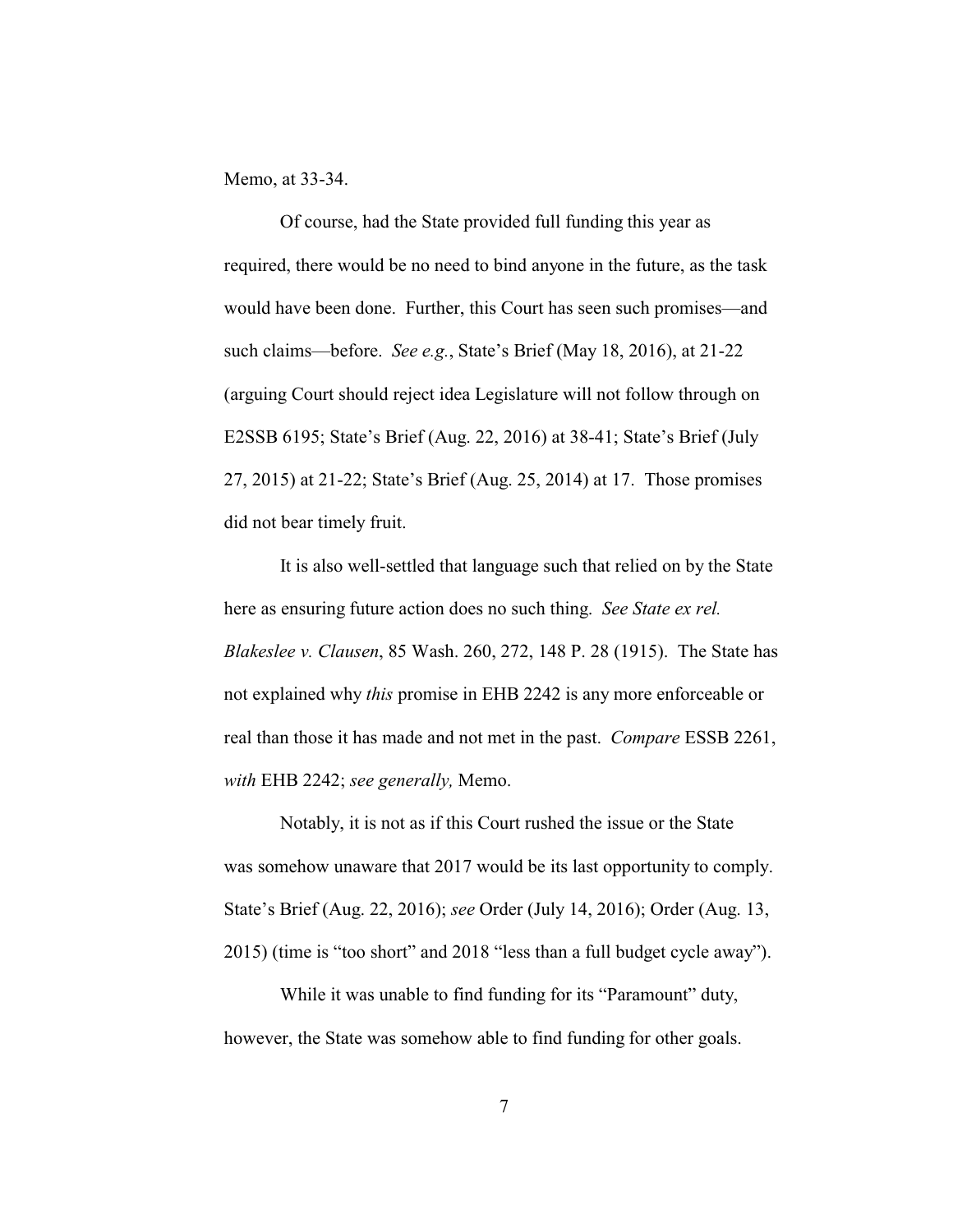Memo, at 33-34.

Of course, had the State provided full funding this year as required, there would be no need to bind anyone in the future, as the task would have been done. Further, this Court has seen such promises—and such claims—before. *See e.g.*, State's Brief (May 18, 2016), at 21-22 (arguing Court should reject idea Legislature will not follow through on E2SSB 6195; State's Brief (Aug. 22, 2016) at 38-41; State's Brief (July 27, 2015) at 21-22; State's Brief (Aug. 25, 2014) at 17. Those promises did not bear timely fruit.

It is also well-settled that language such that relied on by the State here as ensuring future action does no such thing. *See State ex rel. Blakeslee v. Clausen*, 85 Wash. 260, 272, 148 P. 28 (1915). The State has not explained why *this* promise in EHB 2242 is any more enforceable or real than those it has made and not met in the past. *Compare* ESSB 2261, *with* EHB 2242; *see generally,* Memo.

Notably, it is not as if this Court rushed the issue or the State was somehow unaware that 2017 would be its last opportunity to comply. State's Brief (Aug. 22, 2016); *see* Order (July 14, 2016); Order (Aug. 13, 2015) (time is "too short" and 2018 "less than a full budget cycle away").

While it was unable to find funding for its "Paramount" duty, however, the State was somehow able to find funding for other goals.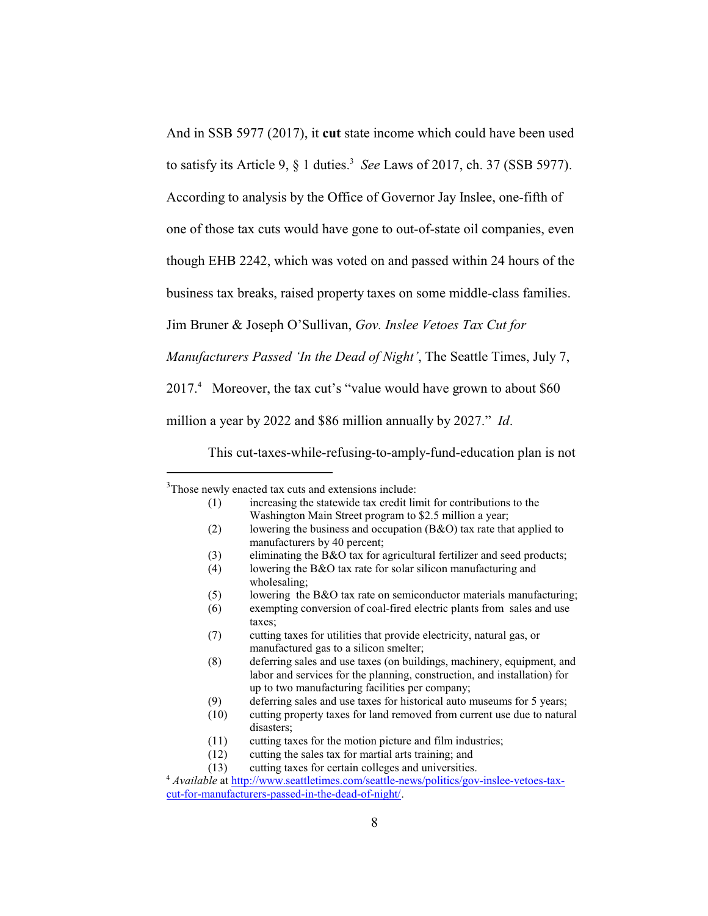And in SSB 5977 (2017), it **cut** state income which could have been used to satisfy its Article 9, § 1 duties.[3] *See* Laws of 2017, ch. 37 (SSB 5977). According to analysis by the Office of Governor Jay Inslee, one-fifth of one of those tax cuts would have gone to out-of-state oil companies, even though EHB 2242, which was voted on and passed within 24 hours of the business tax breaks, raised property taxes on some middle-class families. Jim Bruner & Joseph O'Sullivan, *Gov. Inslee Vetoes Tax Cut for Manufacturers Passed 'In the Dead of Night'*, The Seattle Times, July 7, 2017.[4] Moreover, the tax cut's "value would have grown to about $60 million a year by 2022 and $86 million annually by 2027." *Id*.

This cut-taxes-while-refusing-to-amply-fund-education plan is not

---

[3]Those newly enacted tax cuts and extensions include:

(1) increasing the statewide tax credit limit for contributions to the Washington Main Street program to $2.5 million a year;
(2) lowering the business and occupation (B&O) tax rate that applied to manufacturers by 40 percent;
(3) eliminating the B&O tax for agricultural fertilizer and seed products;
(4) lowering the B&O tax rate for solar silicon manufacturing and wholesaling;
(5) lowering the B&O tax rate on semiconductor materials manufacturing;
(6) exempting conversion of coal-fired electric plants from sales and use taxes;
(7) cutting taxes for utilities that provide electricity, natural gas, or manufactured gas to a silicon smelter;
(8) deferring sales and use taxes (on buildings, machinery, equipment, and labor and services for the planning, construction, and installation) for up to two manufacturing facilities per company;
(9) deferring sales and use taxes for historical auto museums for 5 years;
(10) cutting property taxes for land removed from current use due to natural disasters;
(11) cutting taxes for the motion picture and film industries;
(12) cutting the sales tax for martial arts training; and
(13) cutting taxes for certain colleges and universities.

[4] *Available* at http://www.seattletimes.com/seattle-news/politics/gov-inslee-vetoes-tax-cut-for-manufacturers-passed-in-the-dead-of-night/.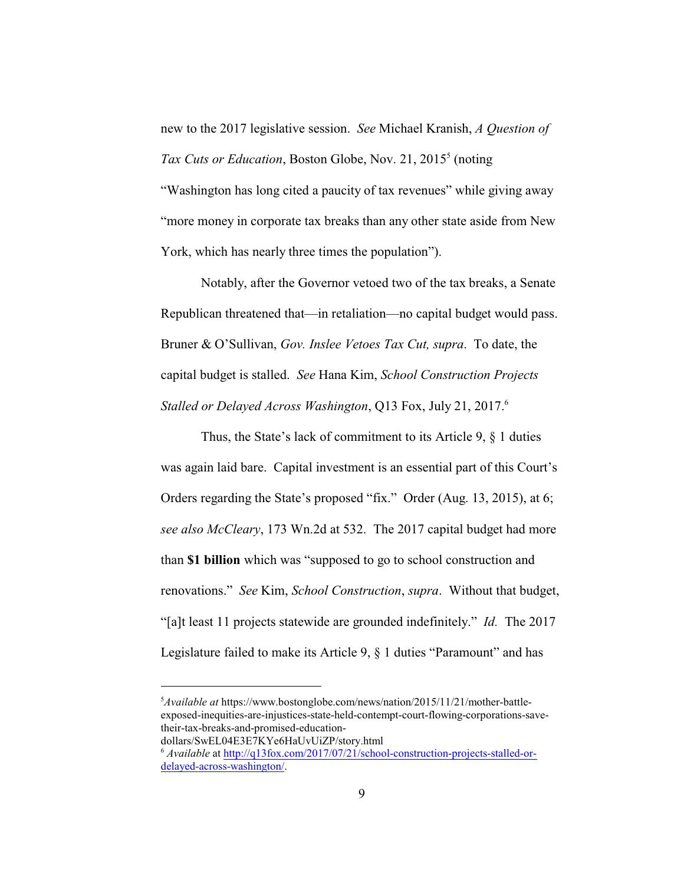new to the 2017 legislative session. *See* Michael Kranish, *A Question of Tax Cuts or Education*, Boston Globe, Nov. 21, 2015[5] (noting "Washington has long cited a paucity of tax revenues" while giving away "more money in corporate tax breaks than any other state aside from New York, which has nearly three times the population").

Notably, after the Governor vetoed two of the tax breaks, a Senate Republican threatened that—in retaliation—no capital budget would pass. Bruner & O'Sullivan, *Gov. Inslee Vetoes Tax Cut, supra*. To date, the capital budget is stalled. *See* Hana Kim, *School Construction Projects Stalled or Delayed Across Washington*, Q13 Fox, July 21, 2017.[6]

Thus, the State's lack of commitment to its Article 9, § 1 duties was again laid bare. Capital investment is an essential part of this Court's Orders regarding the State's proposed "fix." Order (Aug. 13, 2015), at 6; *see also McCleary*, 173 Wn.2d at 532. The 2017 capital budget had more than **$1 billion** which was "supposed to go to school construction and renovations." *See* Kim, *School Construction*, *supra*. Without that budget, "[a]t least 11 projects statewide are grounded indefinitely." *Id.* The 2017 Legislature failed to make its Article 9, § 1 duties "Paramount" and has

---

[5] *Available at* https://www.bostonglobe.com/news/nation/2015/11/21/mother-battle-exposed-inequities-are-injustices-state-held-contempt-court-flowing-corporations-save-their-tax-breaks-and-promised-education-dollars/SwEL04E3E7KYe6HaUvUiZP/story.html

[6] *Available* at http://q13fox.com/2017/07/21/school-construction-projects-stalled-or-delayed-across-washington/.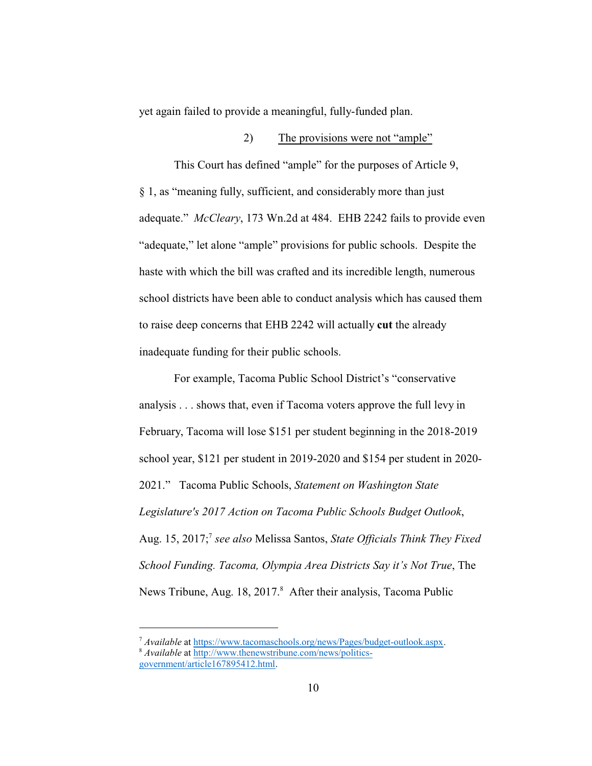yet again failed to provide a meaningful, fully-funded plan.

### 2) <u>The provisions were not "ample"</u>

This Court has defined "ample" for the purposes of Article 9, § 1, as "meaning fully, sufficient, and considerably more than just adequate." *McCleary*, 173 Wn.2d at 484. EHB 2242 fails to provide even "adequate," let alone "ample" provisions for public schools. Despite the haste with which the bill was crafted and its incredible length, numerous school districts have been able to conduct analysis which has caused them to raise deep concerns that EHB 2242 will actually **cut** the already inadequate funding for their public schools.

For example, Tacoma Public School District's "conservative analysis . . . shows that, even if Tacoma voters approve the full levy in February, Tacoma will lose $151 per student beginning in the 2018-2019 school year, $121 per student in 2019-2020 and $154 per student in 2020-2021." Tacoma Public Schools, *Statement on Washington State Legislature's 2017 Action on Tacoma Public Schools Budget Outlook*, Aug. 15, 2017;[7] *see also* Melissa Santos, *State Officials Think They Fixed School Funding. Tacoma, Olympia Area Districts Say it's Not True*, The News Tribune, Aug. 18, 2017.[8] After their analysis, Tacoma Public

---

[7] *Available* at https://www.tacomaschools.org/news/Pages/budget-outlook.aspx.
[8] *Available* at http://www.thenewstribune.com/news/politics-government/article167895412.html.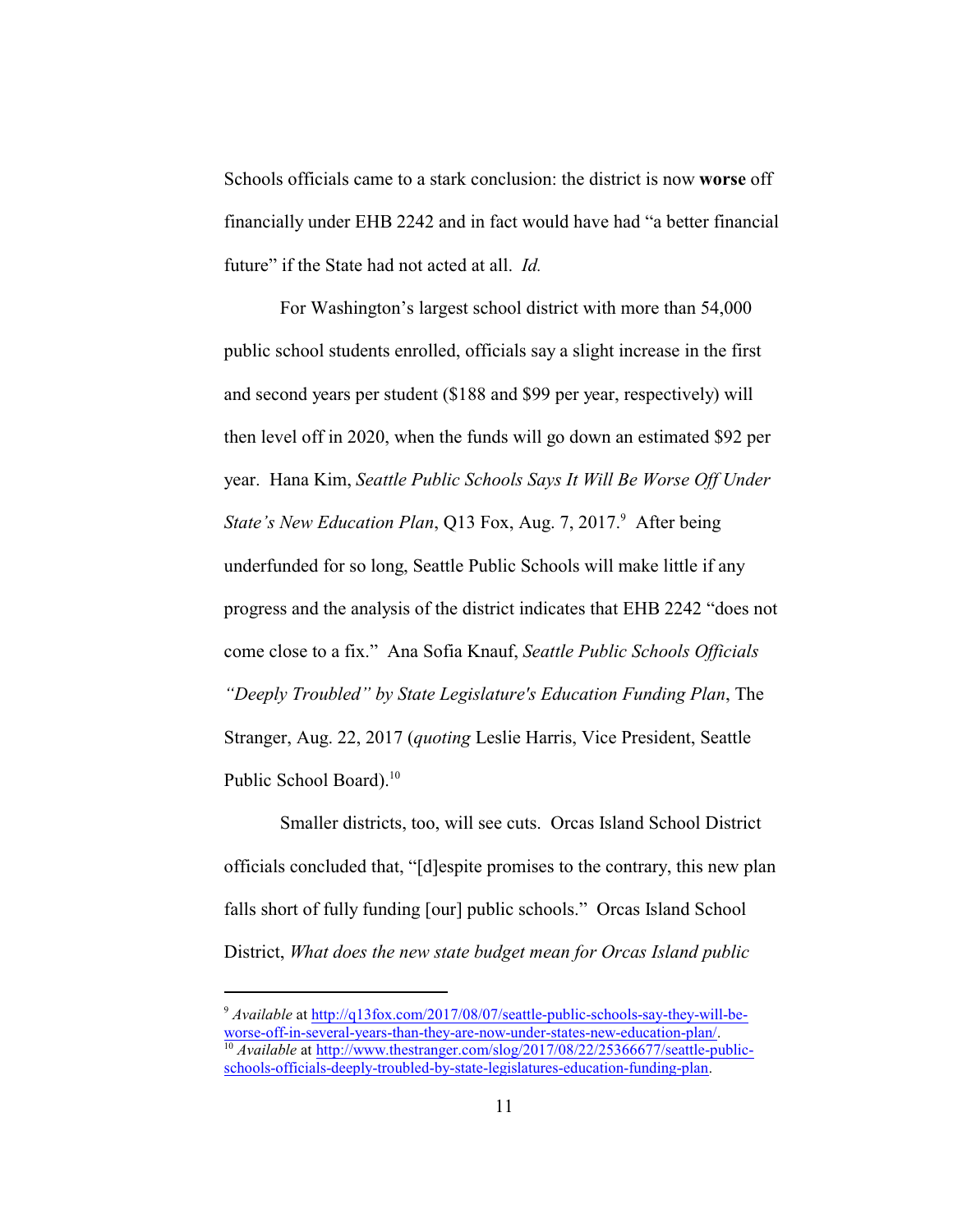Schools officials came to a stark conclusion: the district is now **worse** off financially under EHB 2242 and in fact would have had "a better financial future" if the State had not acted at all. *Id.*

For Washington's largest school district with more than 54,000 public school students enrolled, officials say a slight increase in the first and second years per student ($188 and $99 per year, respectively) will then level off in 2020, when the funds will go down an estimated $92 per year. Hana Kim, *Seattle Public Schools Says It Will Be Worse Off Under State's New Education Plan*, Q13 Fox, Aug. 7, 2017.[9] After being underfunded for so long, Seattle Public Schools will make little if any progress and the analysis of the district indicates that EHB 2242 "does not come close to a fix." Ana Sofia Knauf, *Seattle Public Schools Officials "Deeply Troubled" by State Legislature's Education Funding Plan*, The Stranger, Aug. 22, 2017 (*quoting* Leslie Harris, Vice President, Seattle Public School Board).[10]

Smaller districts, too, will see cuts. Orcas Island School District officials concluded that, "[d]espite promises to the contrary, this new plan falls short of fully funding [our] public schools." Orcas Island School District, *What does the new state budget mean for Orcas Island public*

---

[9] *Available* at http://q13fox.com/2017/08/07/seattle-public-schools-say-they-will-be-worse-off-in-several-years-than-they-are-now-under-states-new-education-plan/.

[10] *Available* at http://www.thestranger.com/slog/2017/08/22/25366677/seattle-public-schools-officials-deeply-troubled-by-state-legislatures-education-funding-plan.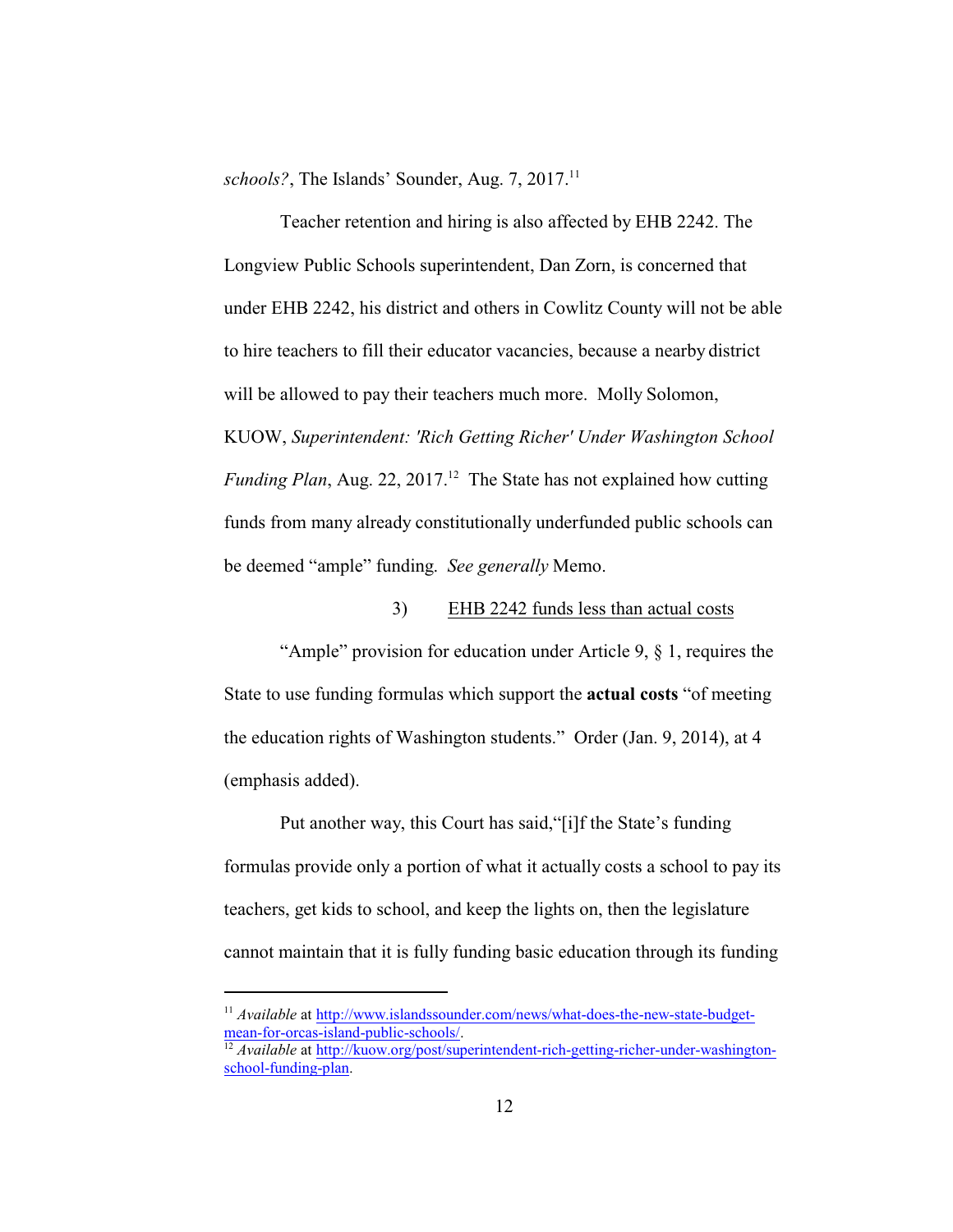*schools?*, The Islands' Sounder, Aug. 7, 2017.[11]

Teacher retention and hiring is also affected by EHB 2242. The Longview Public Schools superintendent, Dan Zorn, is concerned that under EHB 2242, his district and others in Cowlitz County will not be able to hire teachers to fill their educator vacancies, because a nearby district will be allowed to pay their teachers much more. Molly Solomon, KUOW, *Superintendent: 'Rich Getting Richer' Under Washington School Funding Plan*, Aug. 22, 2017.[12] The State has not explained how cutting funds from many already constitutionally underfunded public schools can be deemed "ample" funding. *See generally* Memo.

3) EHB 2242 funds less than actual costs

"Ample" provision for education under Article 9, § 1, requires the State to use funding formulas which support the **actual costs** "of meeting the education rights of Washington students." Order (Jan. 9, 2014), at 4 (emphasis added).

Put another way, this Court has said,"[i]f the State's funding formulas provide only a portion of what it actually costs a school to pay its teachers, get kids to school, and keep the lights on, then the legislature cannot maintain that it is fully funding basic education through its funding

---

[11] *Available* at http://www.islandssounder.com/news/what-does-the-new-state-budget-mean-for-orcas-island-public-schools/.

[12] *Available* at http://kuow.org/post/superintendent-rich-getting-richer-under-washington-school-funding-plan.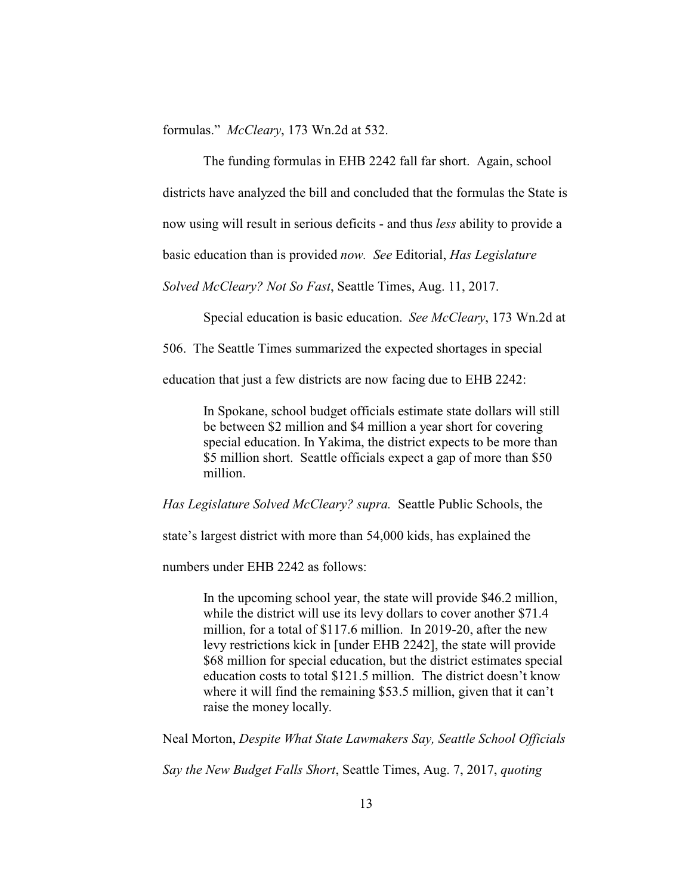formulas." *McCleary*, 173 Wn.2d at 532.

The funding formulas in EHB 2242 fall far short. Again, school districts have analyzed the bill and concluded that the formulas the State is now using will result in serious deficits - and thus *less* ability to provide a basic education than is provided *now. See* Editorial, *Has Legislature Solved McCleary? Not So Fast*, Seattle Times, Aug. 11, 2017.

Special education is basic education. *See McCleary*, 173 Wn.2d at 506. The Seattle Times summarized the expected shortages in special education that just a few districts are now facing due to EHB 2242:

> In Spokane, school budget officials estimate state dollars will still be between $2 million and $4 million a year short for covering special education. In Yakima, the district expects to be more than $5 million short. Seattle officials expect a gap of more than $50 million.

*Has Legislature Solved McCleary? supra.* Seattle Public Schools, the state's largest district with more than 54,000 kids, has explained the numbers under EHB 2242 as follows:

> In the upcoming school year, the state will provide $46.2 million, while the district will use its levy dollars to cover another $71.4 million, for a total of $117.6 million. In 2019-20, after the new levy restrictions kick in [under EHB 2242], the state will provide $68 million for special education, but the district estimates special education costs to total $121.5 million. The district doesn't know where it will find the remaining $53.5 million, given that it can't raise the money locally.

Neal Morton, *Despite What State Lawmakers Say, Seattle School Officials Say the New Budget Falls Short*, Seattle Times, Aug. 7, 2017, *quoting*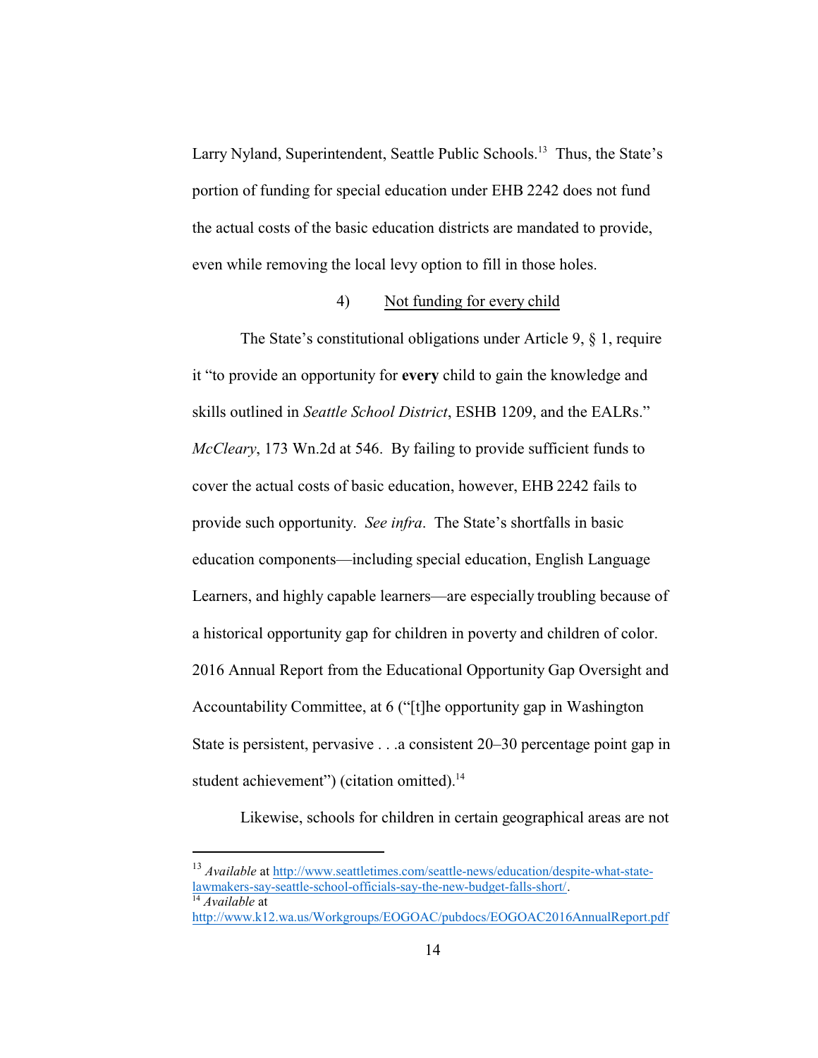Larry Nyland, Superintendent, Seattle Public Schools.[13] Thus, the State's portion of funding for special education under EHB 2242 does not fund the actual costs of the basic education districts are mandated to provide, even while removing the local levy option to fill in those holes.

4) <u>Not funding for every child</u>

The State's constitutional obligations under Article 9, § 1, require it "to provide an opportunity for **every** child to gain the knowledge and skills outlined in *Seattle School District*, ESHB 1209, and the EALRs." *McCleary*, 173 Wn.2d at 546. By failing to provide sufficient funds to cover the actual costs of basic education, however, EHB 2242 fails to provide such opportunity. *See infra*. The State's shortfalls in basic education components—including special education, English Language Learners, and highly capable learners—are especially troubling because of a historical opportunity gap for children in poverty and children of color. 2016 Annual Report from the Educational Opportunity Gap Oversight and Accountability Committee, at 6 ("[t]he opportunity gap in Washington State is persistent, pervasive . . .a consistent 20–30 percentage point gap in student achievement") (citation omitted).[14]

Likewise, schools for children in certain geographical areas are not

---

[13] *Available* at http://www.seattletimes.com/seattle-news/education/despite-what-state-lawmakers-say-seattle-school-officials-say-the-new-budget-falls-short/.

[14] *Available* at http://www.k12.wa.us/Workgroups/EOGOAC/pubdocs/EOGOAC2016AnnualReport.pdf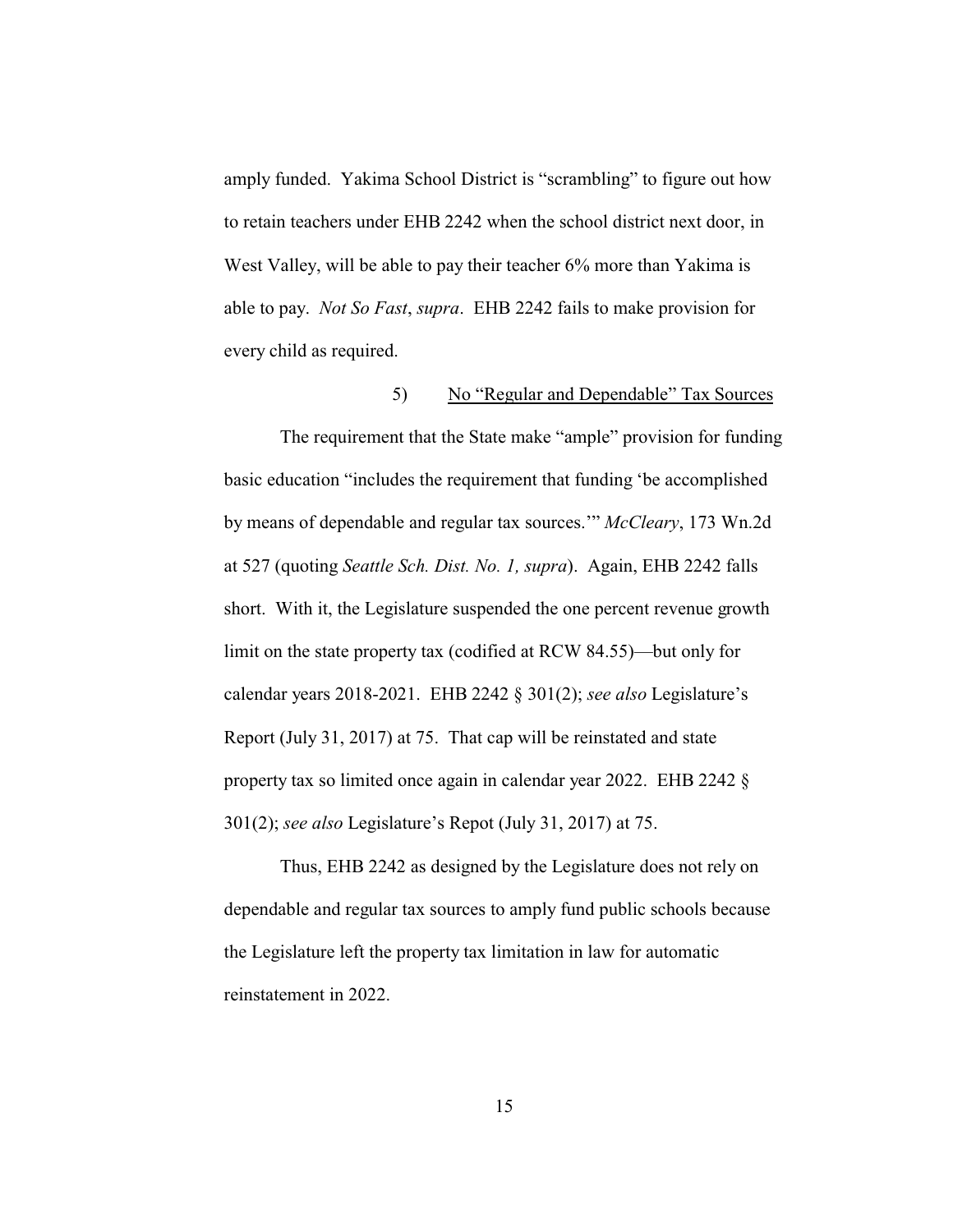amply funded. Yakima School District is "scrambling" to figure out how to retain teachers under EHB 2242 when the school district next door, in West Valley, will be able to pay their teacher 6% more than Yakima is able to pay. *Not So Fast*, *supra*. EHB 2242 fails to make provision for every child as required.

5) No "Regular and Dependable" Tax Sources

The requirement that the State make "ample" provision for funding basic education "includes the requirement that funding 'be accomplished by means of dependable and regular tax sources.'" *McCleary*, 173 Wn.2d at 527 (quoting *Seattle Sch. Dist. No. 1, supra*). Again, EHB 2242 falls short. With it, the Legislature suspended the one percent revenue growth limit on the state property tax (codified at RCW 84.55)—but only for calendar years 2018-2021. EHB 2242 § 301(2); *see also* Legislature's Report (July 31, 2017) at 75. That cap will be reinstated and state property tax so limited once again in calendar year 2022. EHB 2242 § 301(2); *see also* Legislature's Repot (July 31, 2017) at 75.

Thus, EHB 2242 as designed by the Legislature does not rely on dependable and regular tax sources to amply fund public schools because the Legislature left the property tax limitation in law for automatic reinstatement in 2022.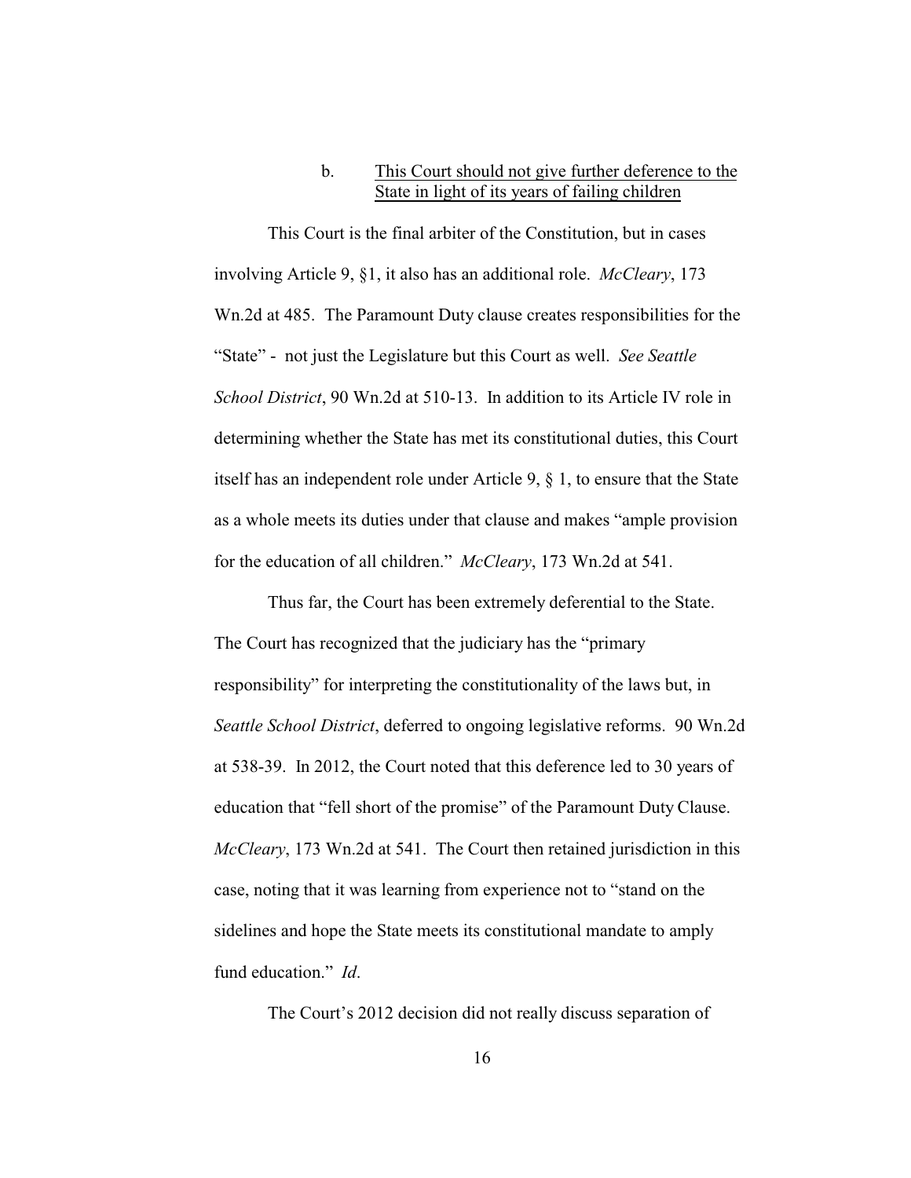b. <u>This Court should not give further deference to the State in light of its years of failing children</u>

This Court is the final arbiter of the Constitution, but in cases involving Article 9, §1, it also has an additional role. *McCleary*, 173 Wn.2d at 485. The Paramount Duty clause creates responsibilities for the "State" - not just the Legislature but this Court as well. *See Seattle School District*, 90 Wn.2d at 510-13. In addition to its Article IV role in determining whether the State has met its constitutional duties, this Court itself has an independent role under Article 9, § 1, to ensure that the State as a whole meets its duties under that clause and makes "ample provision for the education of all children." *McCleary*, 173 Wn.2d at 541.

Thus far, the Court has been extremely deferential to the State. The Court has recognized that the judiciary has the "primary responsibility" for interpreting the constitutionality of the laws but, in *Seattle School District*, deferred to ongoing legislative reforms. 90 Wn.2d at 538-39. In 2012, the Court noted that this deference led to 30 years of education that "fell short of the promise" of the Paramount Duty Clause. *McCleary*, 173 Wn.2d at 541. The Court then retained jurisdiction in this case, noting that it was learning from experience not to "stand on the sidelines and hope the State meets its constitutional mandate to amply fund education." *Id*.

The Court's 2012 decision did not really discuss separation of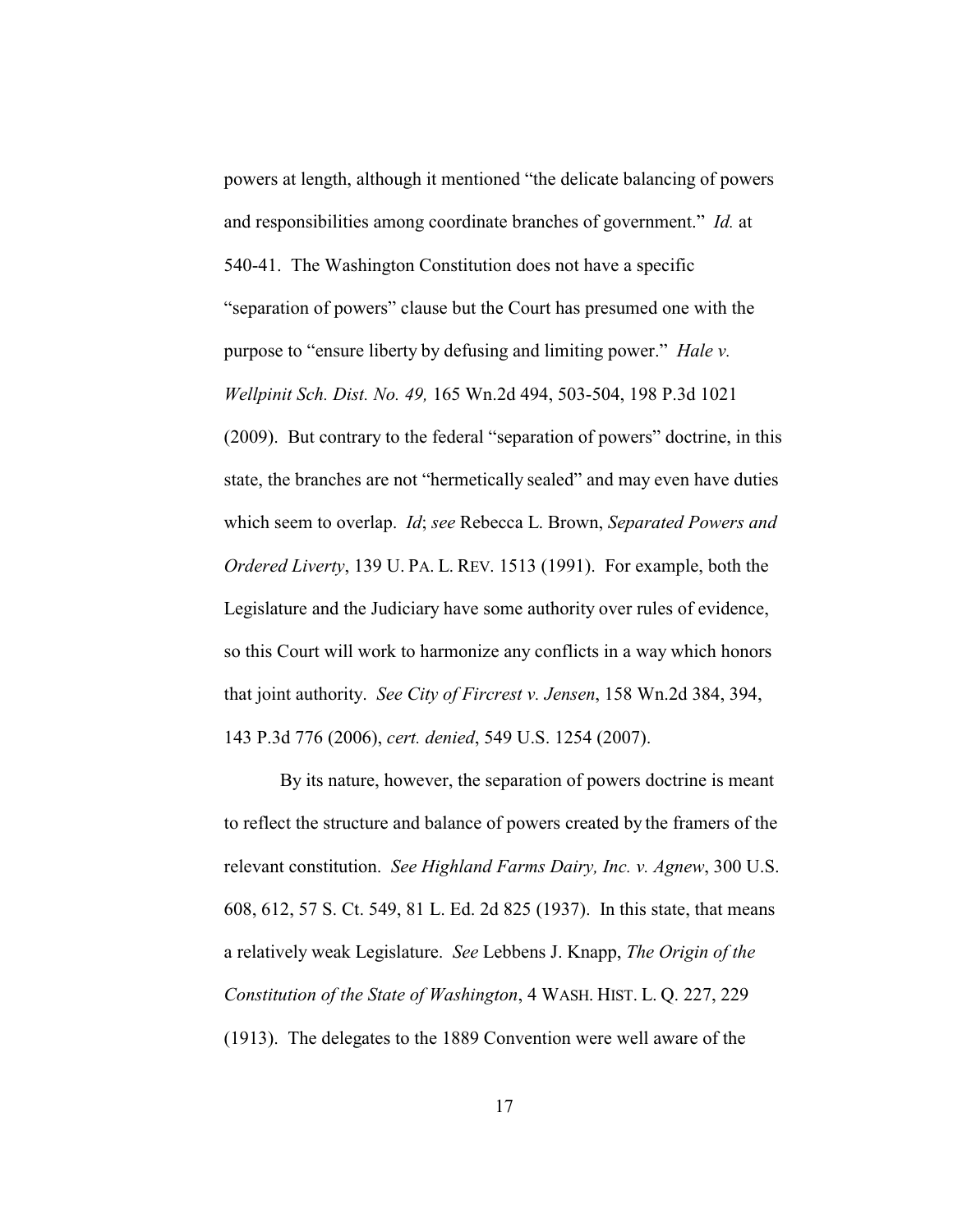powers at length, although it mentioned "the delicate balancing of powers and responsibilities among coordinate branches of government." *Id.* at 540-41. The Washington Constitution does not have a specific "separation of powers" clause but the Court has presumed one with the purpose to "ensure liberty by defusing and limiting power." *Hale v. Wellpinit Sch. Dist. No. 49,* 165 Wn.2d 494, 503-504, 198 P.3d 1021 (2009). But contrary to the federal "separation of powers" doctrine, in this state, the branches are not "hermetically sealed" and may even have duties which seem to overlap. *Id*; *see* Rebecca L. Brown, *Separated Powers and Ordered Liverty*, 139 U. PA. L. REV. 1513 (1991). For example, both the Legislature and the Judiciary have some authority over rules of evidence, so this Court will work to harmonize any conflicts in a way which honors that joint authority. *See City of Fircrest v. Jensen*, 158 Wn.2d 384, 394, 143 P.3d 776 (2006), *cert. denied*, 549 U.S. 1254 (2007).

By its nature, however, the separation of powers doctrine is meant to reflect the structure and balance of powers created by the framers of the relevant constitution. *See Highland Farms Dairy, Inc. v. Agnew*, 300 U.S. 608, 612, 57 S. Ct. 549, 81 L. Ed. 2d 825 (1937). In this state, that means a relatively weak Legislature. *See* Lebbens J. Knapp, *The Origin of the Constitution of the State of Washington*, 4 WASH. HIST. L. Q. 227, 229 (1913). The delegates to the 1889 Convention were well aware of the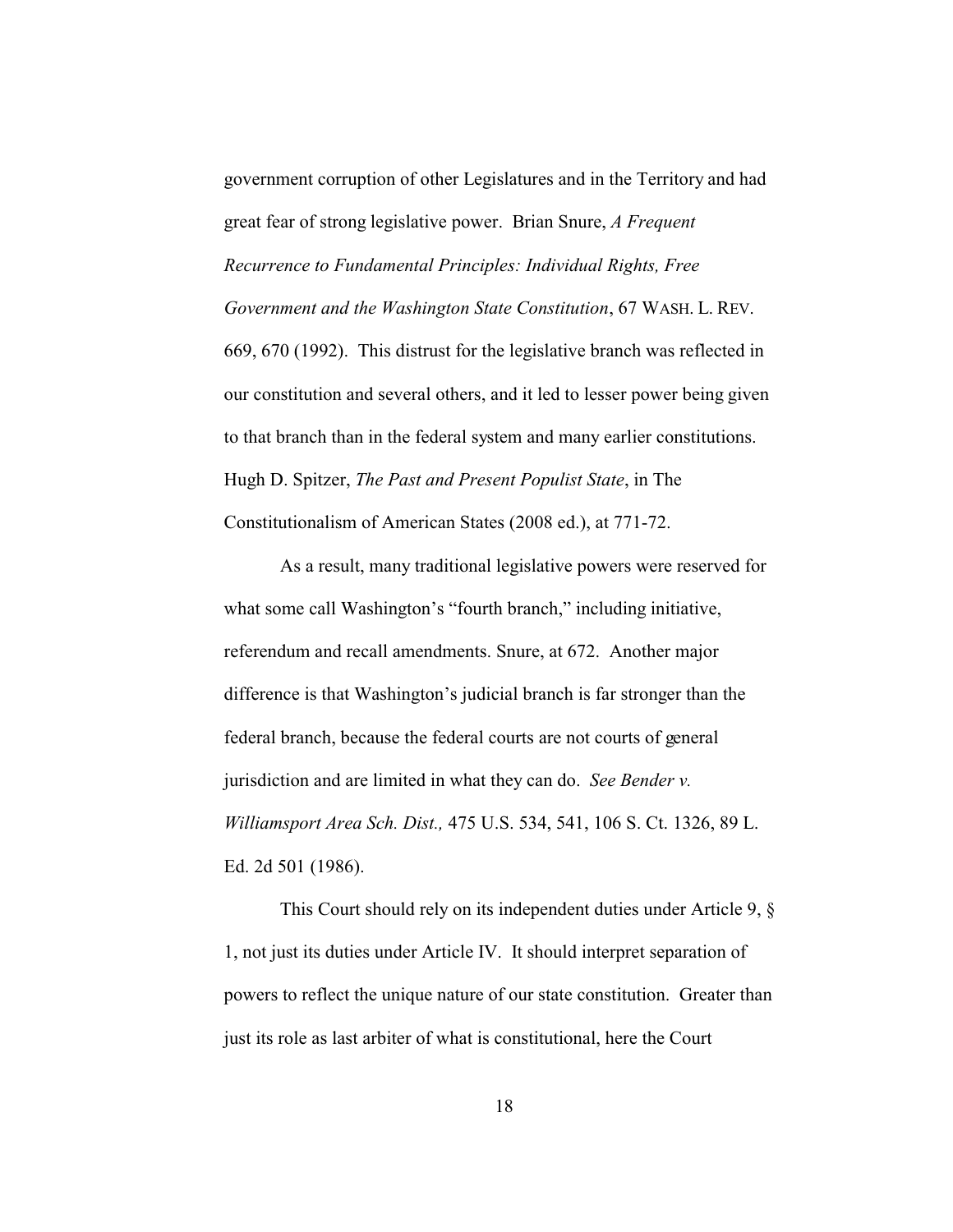government corruption of other Legislatures and in the Territory and had great fear of strong legislative power. Brian Snure, *A Frequent Recurrence to Fundamental Principles: Individual Rights, Free Government and the Washington State Constitution*, 67 WASH. L. REV. 669, 670 (1992). This distrust for the legislative branch was reflected in our constitution and several others, and it led to lesser power being given to that branch than in the federal system and many earlier constitutions. Hugh D. Spitzer, *The Past and Present Populist State*, in The Constitutionalism of American States (2008 ed.), at 771-72.

As a result, many traditional legislative powers were reserved for what some call Washington's "fourth branch," including initiative, referendum and recall amendments. Snure, at 672. Another major difference is that Washington's judicial branch is far stronger than the federal branch, because the federal courts are not courts of general jurisdiction and are limited in what they can do. *See Bender v. Williamsport Area Sch. Dist.,* 475 U.S. 534, 541, 106 S. Ct. 1326, 89 L. Ed. 2d 501 (1986).

This Court should rely on its independent duties under Article 9, § 1, not just its duties under Article IV. It should interpret separation of powers to reflect the unique nature of our state constitution. Greater than just its role as last arbiter of what is constitutional, here the Court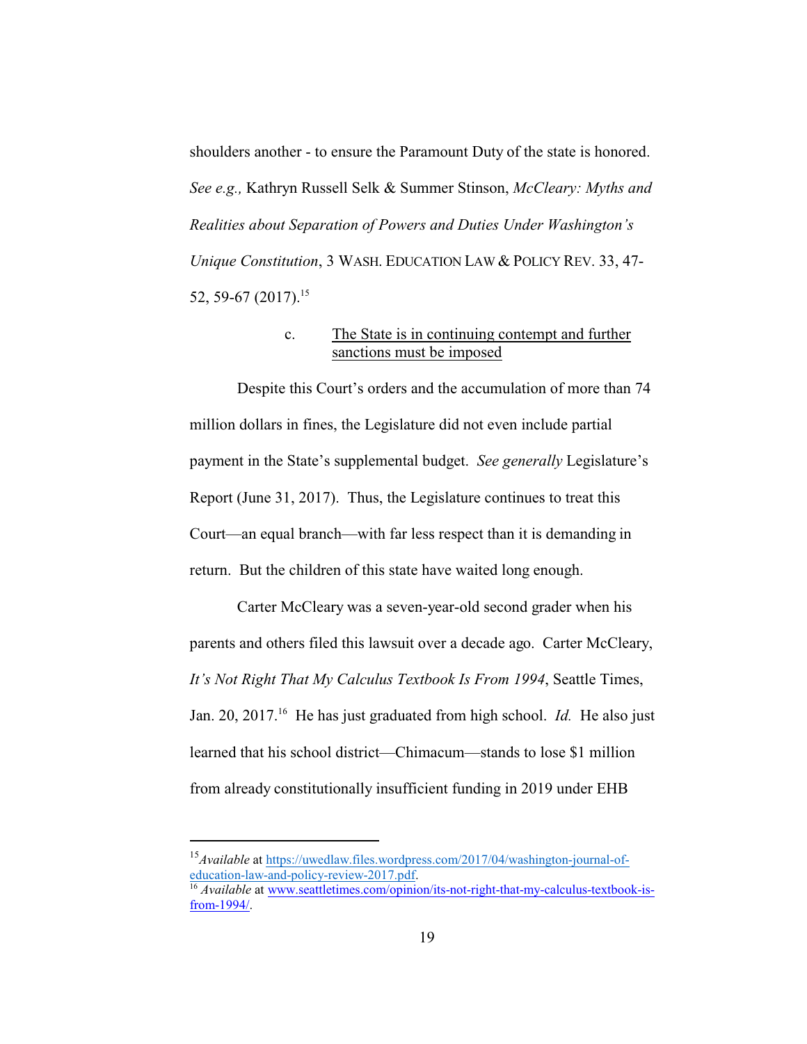shoulders another - to ensure the Paramount Duty of the state is honored. *See e.g.,* Kathryn Russell Selk & Summer Stinson, *McCleary: Myths and Realities about Separation of Powers and Duties Under Washington's Unique Constitution*, 3 WASH. EDUCATION LAW & POLICY REV. 33, 47-52, 59-67 (2017).[15]

c. <u>The State is in continuing contempt and further sanctions must be imposed</u>

Despite this Court's orders and the accumulation of more than 74 million dollars in fines, the Legislature did not even include partial payment in the State's supplemental budget. *See generally* Legislature's Report (June 31, 2017). Thus, the Legislature continues to treat this Court—an equal branch—with far less respect than it is demanding in return. But the children of this state have waited long enough.

Carter McCleary was a seven-year-old second grader when his parents and others filed this lawsuit over a decade ago. Carter McCleary, *It's Not Right That My Calculus Textbook Is From 1994*, Seattle Times, Jan. 20, 2017.[16] He has just graduated from high school. *Id.* He also just learned that his school district—Chimacum—stands to lose $1 million from already constitutionally insufficient funding in 2019 under EHB

---

[15] *Available* at https://uwedlaw.files.wordpress.com/2017/04/washington-journal-of-education-law-and-policy-review-2017.pdf.

[16] *Available* at www.seattletimes.com/opinion/its-not-right-that-my-calculus-textbook-is-from-1994/.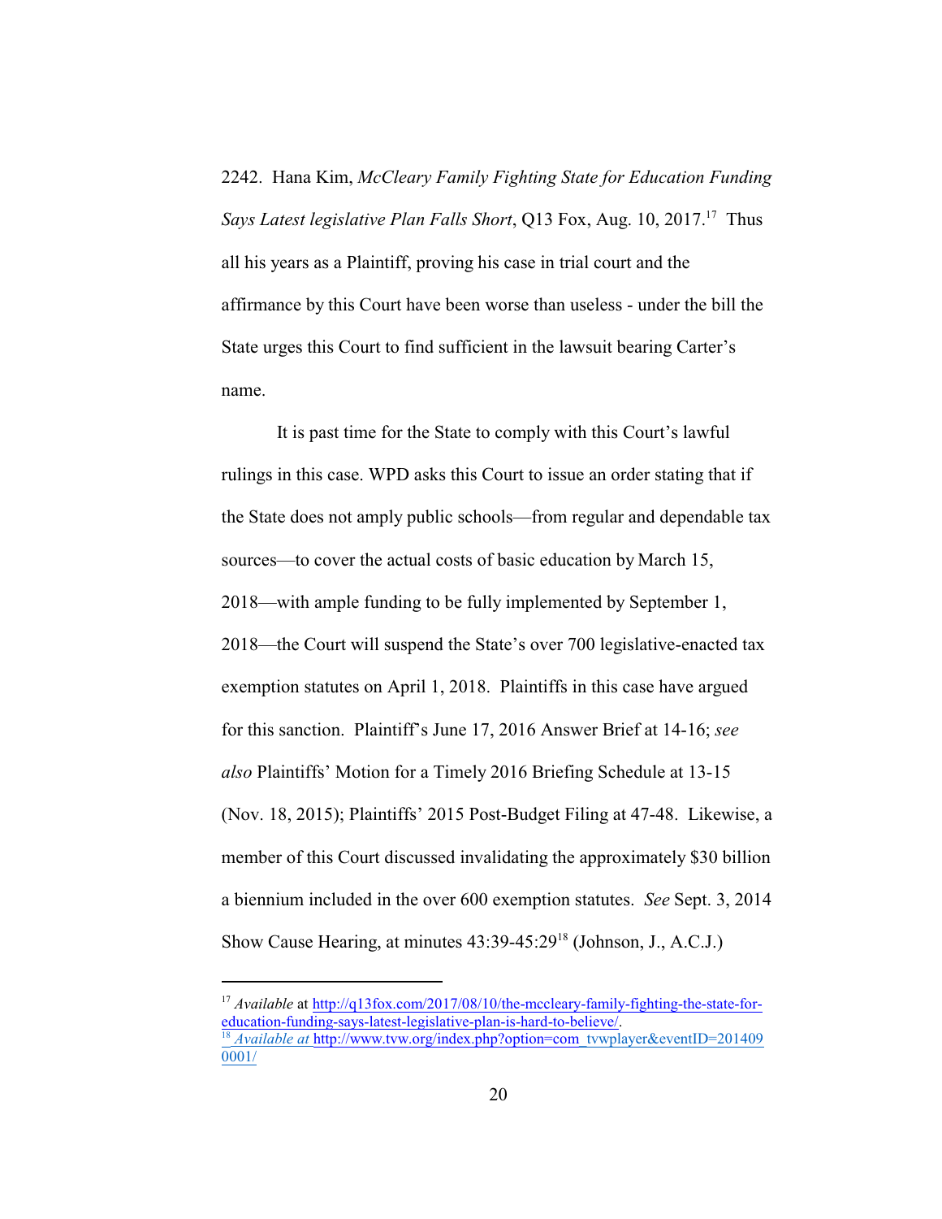2242. Hana Kim, *McCleary Family Fighting State for Education Funding Says Latest legislative Plan Falls Short*, Q13 Fox, Aug. 10, 2017.[17] Thus all his years as a Plaintiff, proving his case in trial court and the affirmance by this Court have been worse than useless - under the bill the State urges this Court to find sufficient in the lawsuit bearing Carter's name.

It is past time for the State to comply with this Court's lawful rulings in this case. WPD asks this Court to issue an order stating that if the State does not amply public schools—from regular and dependable tax sources—to cover the actual costs of basic education by March 15, 2018—with ample funding to be fully implemented by September 1, 2018—the Court will suspend the State's over 700 legislative-enacted tax exemption statutes on April 1, 2018. Plaintiffs in this case have argued for this sanction. Plaintiff's June 17, 2016 Answer Brief at 14-16; *see also* Plaintiffs' Motion for a Timely 2016 Briefing Schedule at 13-15 (Nov. 18, 2015); Plaintiffs' 2015 Post-Budget Filing at 47-48. Likewise, a member of this Court discussed invalidating the approximately $30 billion a biennium included in the over 600 exemption statutes. *See* Sept. 3, 2014 Show Cause Hearing, at minutes 43:39-45:29[18] (Johnson, J., A.C.J.)

---

[17] *Available* at http://q13fox.com/2017/08/10/the-mccleary-family-fighting-the-state-for-education-funding-says-latest-legislative-plan-is-hard-to-believe/.

[18] *Available at* http://www.tvw.org/index.php?option=com_tvwplayer&eventID=2014090001/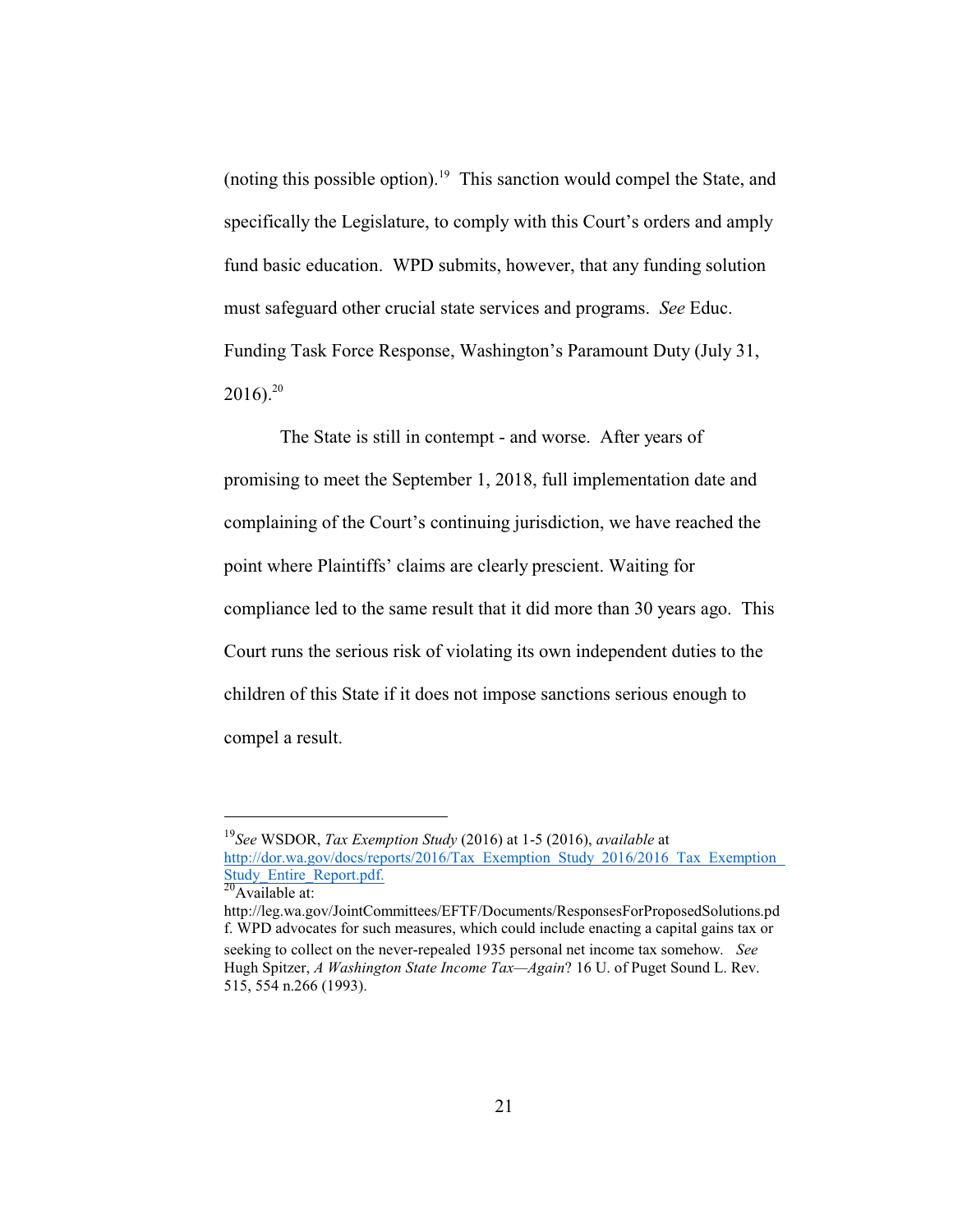(noting this possible option).[19] This sanction would compel the State, and specifically the Legislature, to comply with this Court's orders and amply fund basic education. WPD submits, however, that any funding solution must safeguard other crucial state services and programs. *See* Educ. Funding Task Force Response, Washington's Paramount Duty (July 31, 2016).[20]

The State is still in contempt - and worse. After years of promising to meet the September 1, 2018, full implementation date and complaining of the Court's continuing jurisdiction, we have reached the point where Plaintiffs' claims are clearly prescient. Waiting for compliance led to the same result that it did more than 30 years ago. This Court runs the serious risk of violating its own independent duties to the children of this State if it does not impose sanctions serious enough to compel a result.

---

[19] *See* WSDOR, *Tax Exemption Study* (2016) at 1-5 (2016), *available* at http://dor.wa.gov/docs/reports/2016/Tax_Exemption_Study_2016/2016_Tax_Exemption_Study_Entire_Report.pdf.

[20] Available at: http://leg.wa.gov/JointCommittees/EFTF/Documents/ResponsesForProposedSolutions.pdf. WPD advocates for such measures, which could include enacting a capital gains tax or seeking to collect on the never-repealed 1935 personal net income tax somehow. *See* Hugh Spitzer, *A Washington State Income Tax—Again*? 16 U. of Puget Sound L. Rev. 515, 554 n.266 (1993).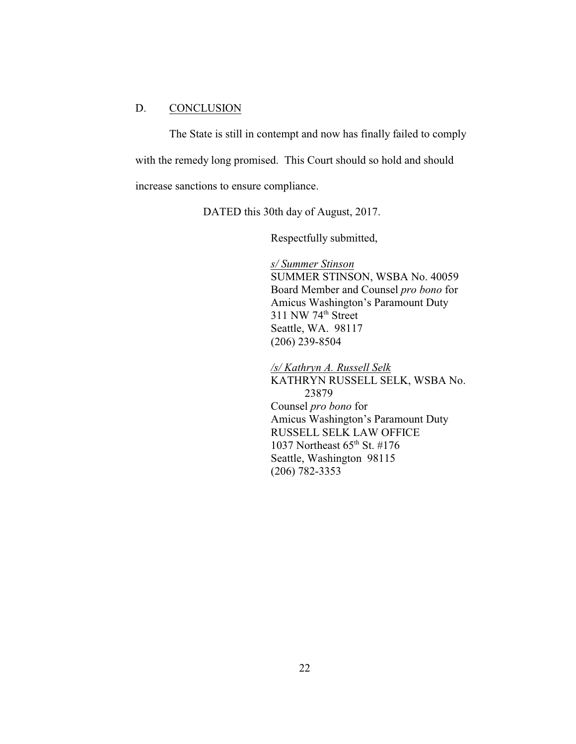## D. CONCLUSION

The State is still in contempt and now has finally failed to comply with the remedy long promised. This Court should so hold and should increase sanctions to ensure compliance.

DATED this 30th day of August, 2017.

Respectfully submitted,

*s/ Summer Stinson*
SUMMER STINSON, WSBA No. 40059
Board Member and Counsel *pro bono* for
Amicus Washington's Paramount Duty
311 NW 74th Street
Seattle, WA. 98117
(206) 239-8504

*/s/ Kathryn A. Russell Selk*
KATHRYN RUSSELL SELK, WSBA No. 23879
Counsel *pro bono* for
Amicus Washington's Paramount Duty
RUSSELL SELK LAW OFFICE
1037 Northeast 65th St. #176
Seattle, Washington 98115
(206) 782-3353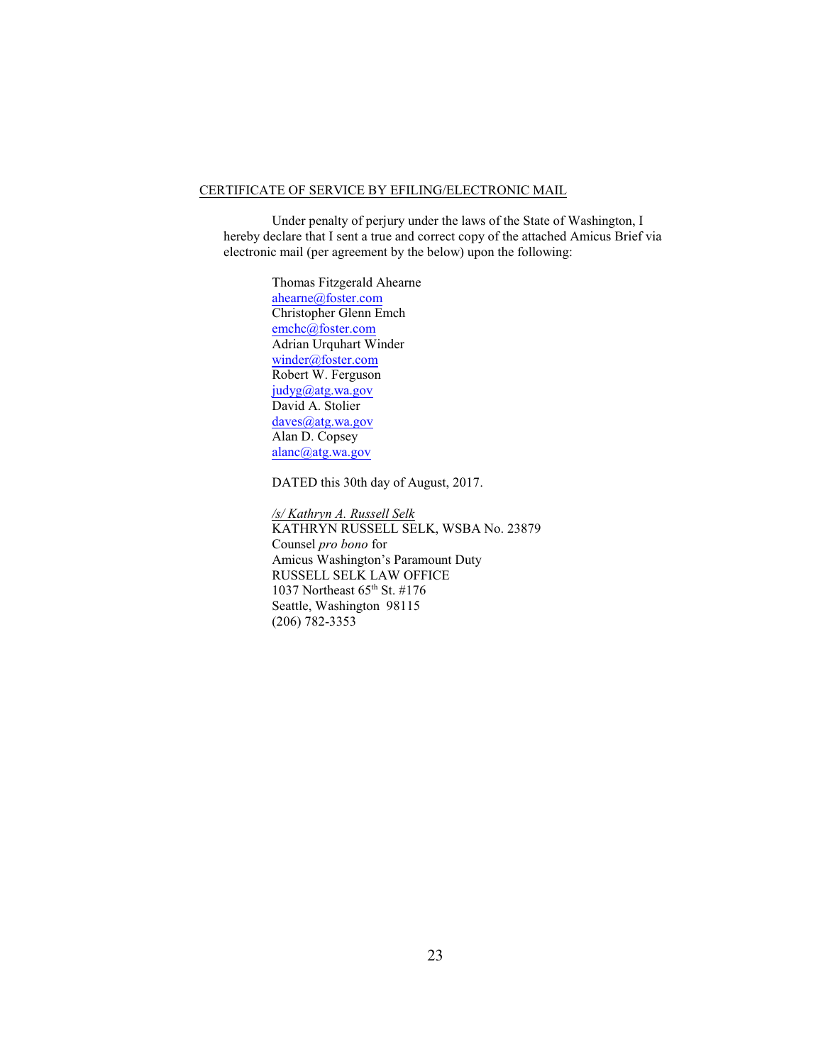CERTIFICATE OF SERVICE BY EFILING/ELECTRONIC MAIL

Under penalty of perjury under the laws of the State of Washington, I hereby declare that I sent a true and correct copy of the attached Amicus Brief via electronic mail (per agreement by the below) upon the following:

Thomas Fitzgerald Ahearne
ahearne@foster.com
Christopher Glenn Emch
emchc@foster.com
Adrian Urquhart Winder
winder@foster.com
Robert W. Ferguson
judyg@atg.wa.gov
David A. Stolier
daves@atg.wa.gov
Alan D. Copsey
alanc@atg.wa.gov

DATED this 30th day of August, 2017.

*/s/ Kathryn A. Russell Selk*
KATHRYN RUSSELL SELK, WSBA No. 23879
Counsel *pro bono* for
Amicus Washington's Paramount Duty
RUSSELL SELK LAW OFFICE
1037 Northeast 65th St. #176
Seattle, Washington 98115
(206) 782-3353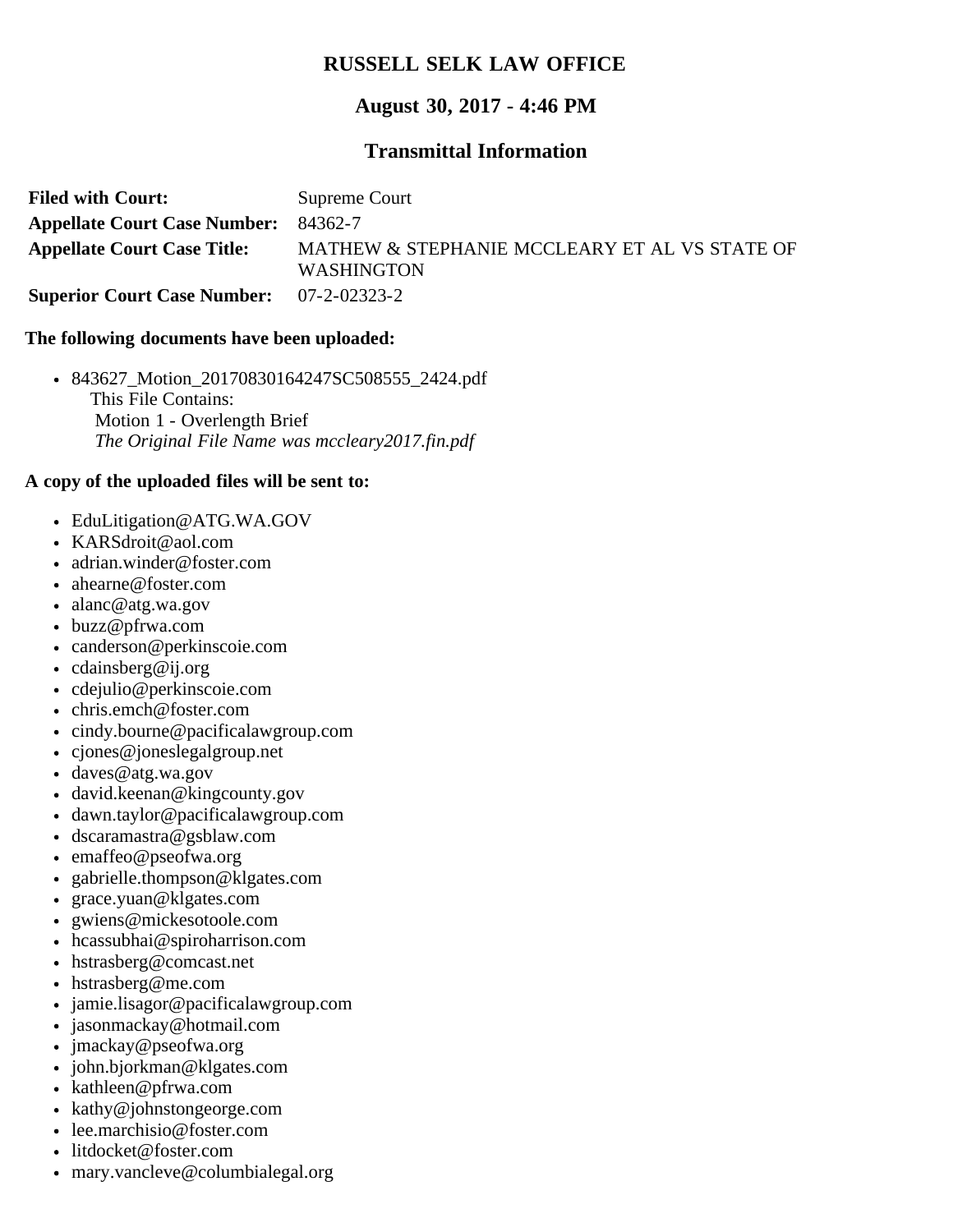# RUSSELL SELK LAW OFFICE

## August 30, 2017 - 4:46 PM

## Transmittal Information

| | |
|---|---|
| **Filed with Court:** | Supreme Court |
| **Appellate Court Case Number:** | 84362-7 |
| **Appellate Court Case Title:** | MATHEW & STEPHANIE MCCLEARY ET AL VS STATE OF WASHINGTON |
| **Superior Court Case Number:** | 07-2-02323-2 |

**The following documents have been uploaded:**

- 843627_Motion_20170830164247SC508555_2424.pdf
  This File Contains:
  Motion 1 - Overlength Brief
  *The Original File Name was mccleary2017.fin.pdf*

**A copy of the uploaded files will be sent to:**

- EduLitigation@ATG.WA.GOV
- KARSdroit@aol.com
- adrian.winder@foster.com
- ahearne@foster.com
- alanc@atg.wa.gov
- buzz@pfrwa.com
- canderson@perkinscoie.com
- cdainsberg@ij.org
- cdejulio@perkinscoie.com
- chris.emch@foster.com
- cindy.bourne@pacificalawgroup.com
- cjones@joneslegalgroup.net
- daves@atg.wa.gov
- david.keenan@kingcounty.gov
- dawn.taylor@pacificalawgroup.com
- dscaramastra@gsblaw.com
- emaffeo@pseofwa.org
- gabrielle.thompson@klgates.com
- grace.yuan@klgates.com
- gwiens@mickesotoole.com
- hcassubhai@spiroharrison.com
- hstrasberg@comcast.net
- hstrasberg@me.com
- jamie.lisagor@pacificalawgroup.com
- jasonmackay@hotmail.com
- jmackay@pseofwa.org
- john.bjorkman@klgates.com
- kathleen@pfrwa.com
- kathy@johnstongeorge.com
- lee.marchisio@foster.com
- litdocket@foster.com
- mary.vancleve@columbialegal.org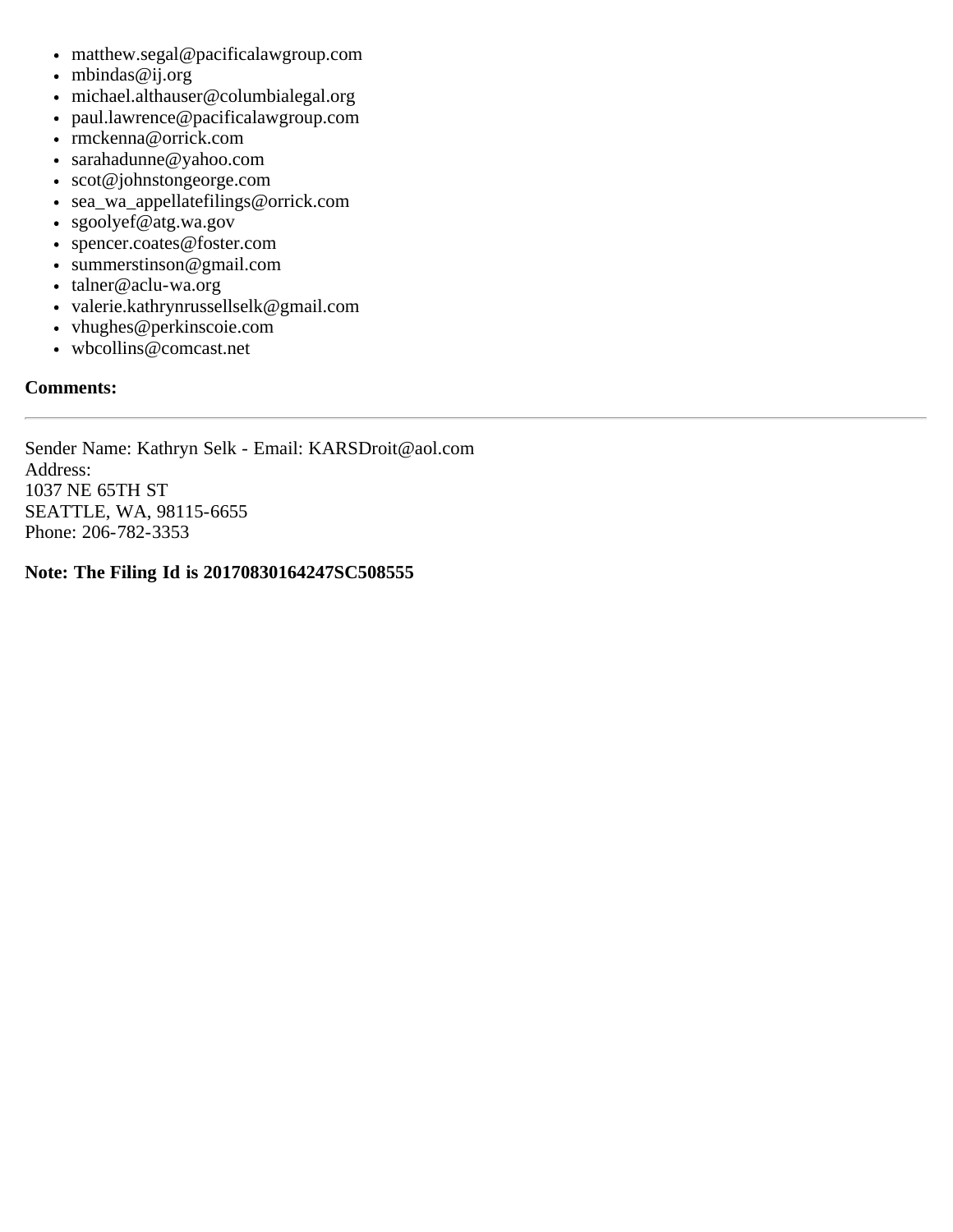- matthew.segal@pacificalawgroup.com
- mbindas@ij.org
- michael.althauser@columbialegal.org
- paul.lawrence@pacificalawgroup.com
- rmckenna@orrick.com
- sarahadunne@yahoo.com
- scot@johnstongeorge.com
- sea_wa_appellatefilings@orrick.com
- sgoolyef@atg.wa.gov
- spencer.coates@foster.com
- summerstinson@gmail.com
- talner@aclu-wa.org
- valerie.kathrynrussellselk@gmail.com
- vhughes@perkinscoie.com
- wbcollins@comcast.net

**Comments:**

---

Sender Name: Kathryn Selk - Email: KARSDroit@aol.com
Address:
1037 NE 65TH ST
SEATTLE, WA, 98115-6655
Phone: 206-782-3353

**Note: The Filing Id is 20170830164247SC508555**